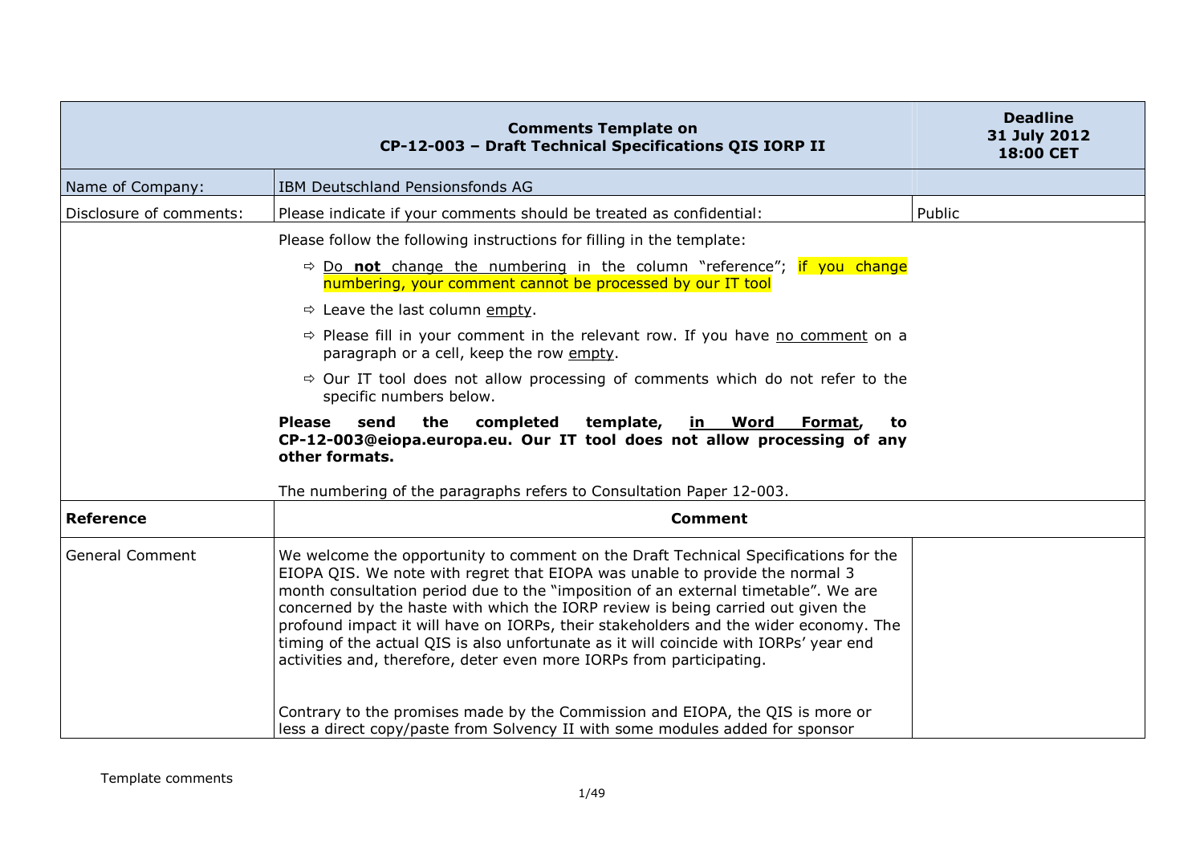| Comments Template on CP-12-003 – Draft Technical Specifications QIS IORP II | | Deadline 31 July 2012 18:00 CET |
|---|---|---|
| Name of Company: | IBM Deutschland Pensionsfonds AG | |
| Disclosure of comments: | Please indicate if your comments should be treated as confidential: | Public |
| | Please follow the following instructions for filling in the template:<br>⇨ Do **not** change the numbering in the column "reference"; if you change numbering, your comment cannot be processed by our IT tool<br>⇨ Leave the last column empty.<br>⇨ Please fill in your comment in the relevant row. If you have no comment on a paragraph or a cell, keep the row empty.<br>⇨ Our IT tool does not allow processing of comments which do not refer to the specific numbers below.<br>**Please send the completed template, in Word Format, to CP-12-003@eiopa.europa.eu. Our IT tool does not allow processing of any other formats.**<br>The numbering of the paragraphs refers to Consultation Paper 12-003. | |
| **Reference** | **Comment** | |
| General Comment | We welcome the opportunity to comment on the Draft Technical Specifications for the EIOPA QIS. We note with regret that EIOPA was unable to provide the normal 3 month consultation period due to the "imposition of an external timetable". We are concerned by the haste with which the IORP review is being carried out given the profound impact it will have on IORPs, their stakeholders and the wider economy. The timing of the actual QIS is also unfortunate as it will coincide with IORPs' year end activities and, therefore, deter even more IORPs from participating.<br><br>Contrary to the promises made by the Commission and EIOPA, the QIS is more or less a direct copy/paste from Solvency II with some modules added for sponsor | |

Template comments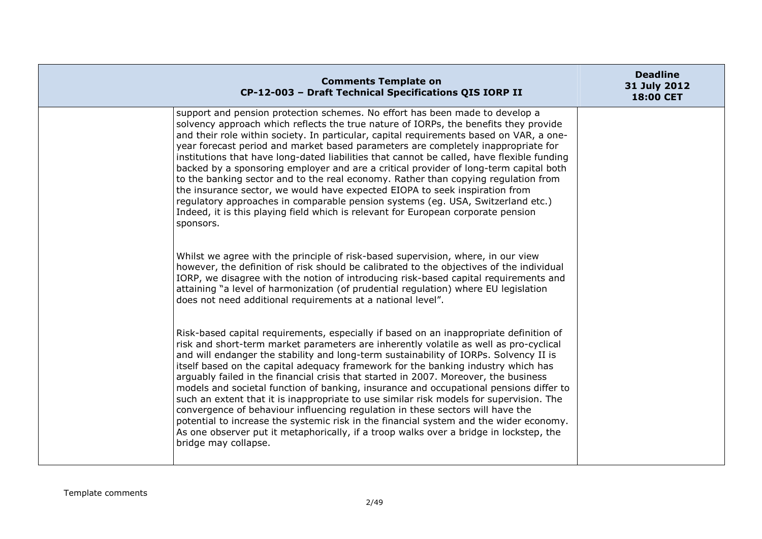| Comments Template on CP-12-003 – Draft Technical Specifications QIS IORP II | | Deadline 31 July 2012 18:00 CET |
| --- | --- | --- |
| | support and pension protection schemes. No effort has been made to develop a solvency approach which reflects the true nature of IORPs, the benefits they provide and their role within society. In particular, capital requirements based on VAR, a one-year forecast period and market based parameters are completely inappropriate for institutions that have long-dated liabilities that cannot be called, have flexible funding backed by a sponsoring employer and are a critical provider of long-term capital both to the banking sector and to the real economy. Rather than copying regulation from the insurance sector, we would have expected EIOPA to seek inspiration from regulatory approaches in comparable pension systems (eg. USA, Switzerland etc.) Indeed, it is this playing field which is relevant for European corporate pension sponsors.<br><br>Whilst we agree with the principle of risk-based supervision, where, in our view however, the definition of risk should be calibrated to the objectives of the individual IORP, we disagree with the notion of introducing risk-based capital requirements and attaining "a level of harmonization (of prudential regulation) where EU legislation does not need additional requirements at a national level".<br><br>Risk-based capital requirements, especially if based on an inappropriate definition of risk and short-term market parameters are inherently volatile as well as pro-cyclical and will endanger the stability and long-term sustainability of IORPs. Solvency II is itself based on the capital adequacy framework for the banking industry which has arguably failed in the financial crisis that started in 2007. Moreover, the business models and societal function of banking, insurance and occupational pensions differ to such an extent that it is inappropriate to use similar risk models for supervision. The convergence of behaviour influencing regulation in these sectors will have the potential to increase the systemic risk in the financial system and the wider economy. As one observer put it metaphorically, if a troop walks over a bridge in lockstep, the bridge may collapse. | |

Template comments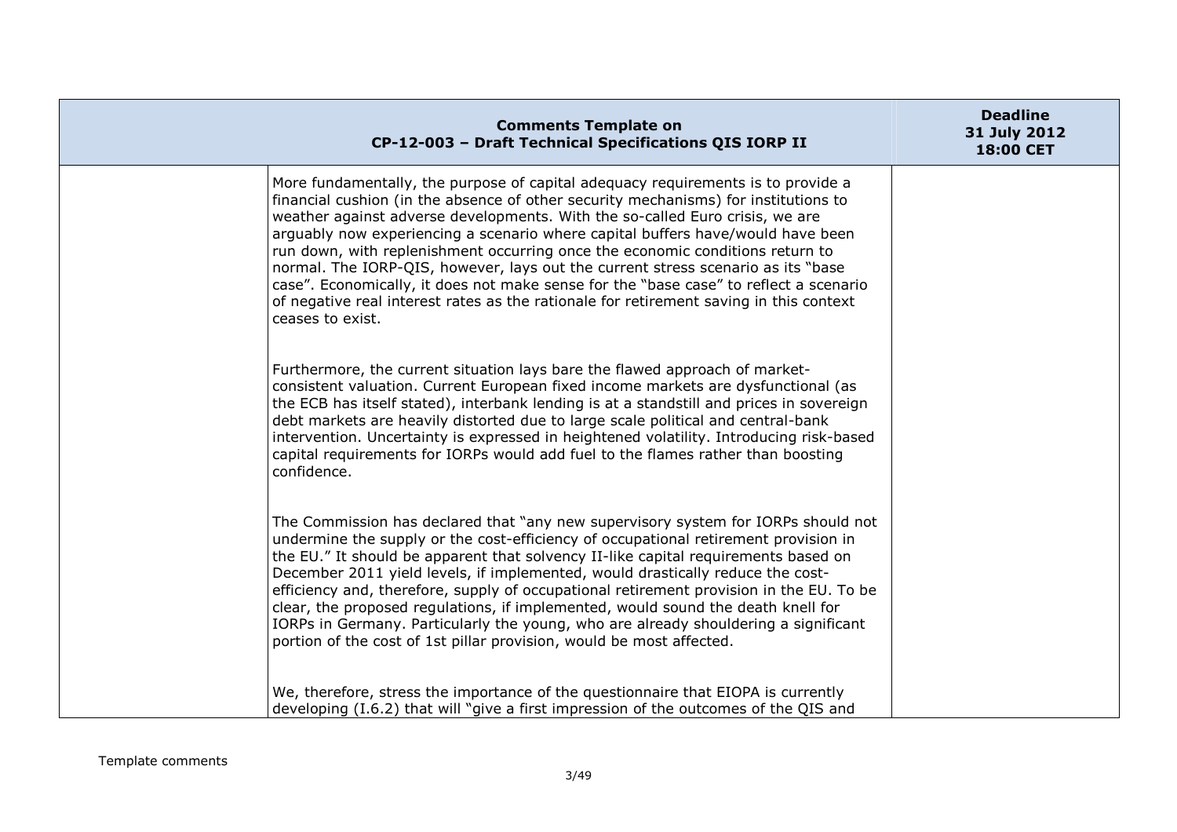| | Comments Template on CP-12-003 – Draft Technical Specifications QIS IORP II | Deadline 31 July 2012 18:00 CET |
|---|---|---|
| | More fundamentally, the purpose of capital adequacy requirements is to provide a financial cushion (in the absence of other security mechanisms) for institutions to weather against adverse developments. With the so-called Euro crisis, we are arguably now experiencing a scenario where capital buffers have/would have been run down, with replenishment occurring once the economic conditions return to normal. The IORP-QIS, however, lays out the current stress scenario as its "base case". Economically, it does not make sense for the "base case" to reflect a scenario of negative real interest rates as the rationale for retirement saving in this context ceases to exist.<br><br>Furthermore, the current situation lays bare the flawed approach of market-consistent valuation. Current European fixed income markets are dysfunctional (as the ECB has itself stated), interbank lending is at a standstill and prices in sovereign debt markets are heavily distorted due to large scale political and central-bank intervention. Uncertainty is expressed in heightened volatility. Introducing risk-based capital requirements for IORPs would add fuel to the flames rather than boosting confidence.<br><br>The Commission has declared that "any new supervisory system for IORPs should not undermine the supply or the cost-efficiency of occupational retirement provision in the EU." It should be apparent that solvency II-like capital requirements based on December 2011 yield levels, if implemented, would drastically reduce the cost-efficiency and, therefore, supply of occupational retirement provision in the EU. To be clear, the proposed regulations, if implemented, would sound the death knell for IORPs in Germany. Particularly the young, who are already shouldering a significant portion of the cost of 1st pillar provision, would be most affected.<br><br>We, therefore, stress the importance of the questionnaire that EIOPA is currently developing (I.6.2) that will "give a first impression of the outcomes of the QIS and | |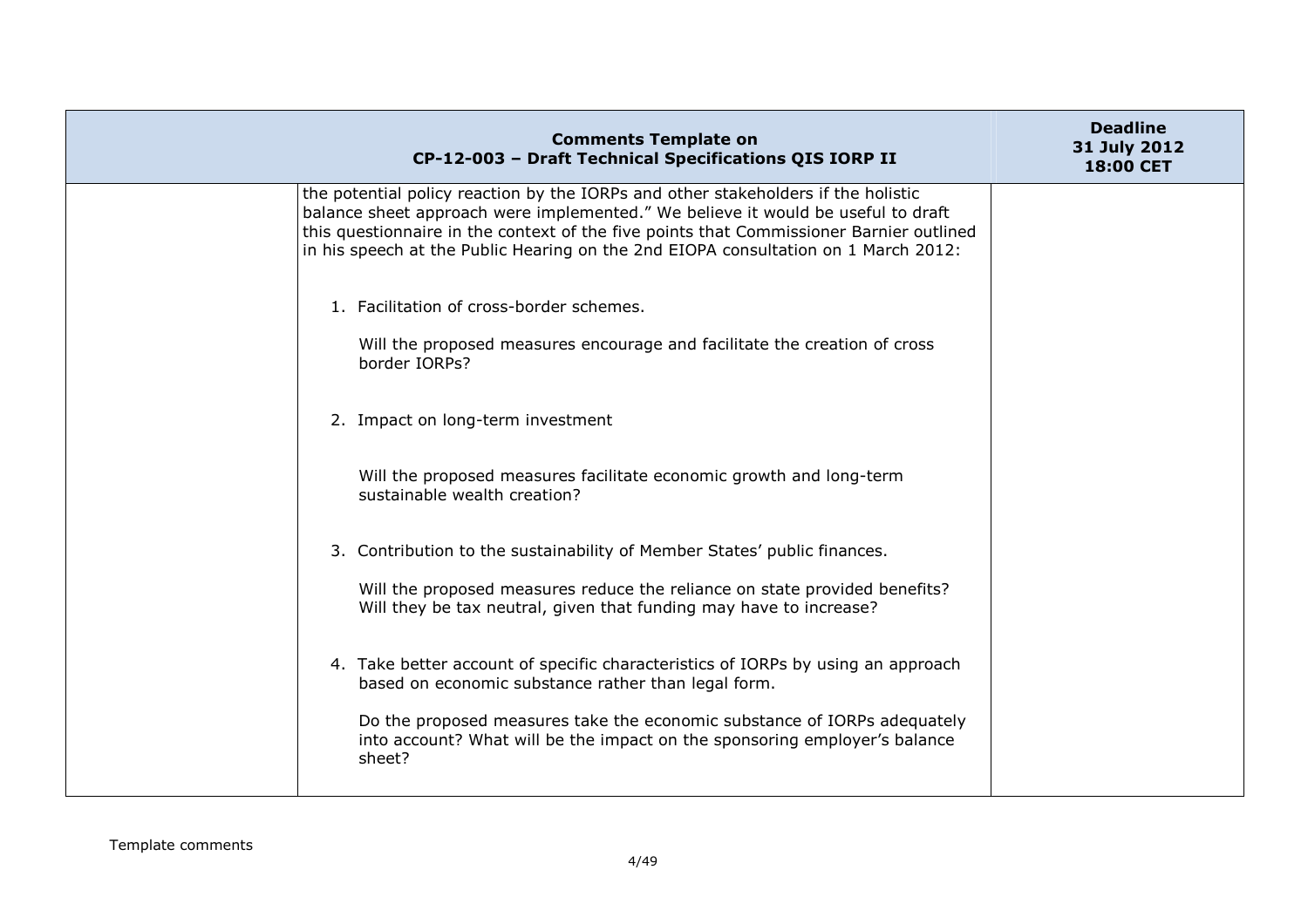| Comments Template on CP-12-003 – Draft Technical Specifications QIS IORP II | | Deadline 31 July 2012 18:00 CET |
|---|---|---|
| | the potential policy reaction by the IORPs and other stakeholders if the holistic balance sheet approach were implemented." We believe it would be useful to draft this questionnaire in the context of the five points that Commissioner Barnier outlined in his speech at the Public Hearing on the 2nd EIOPA consultation on 1 March 2012:<br><br>1. Facilitation of cross-border schemes.<br><br>Will the proposed measures encourage and facilitate the creation of cross border IORPs?<br><br>2. Impact on long-term investment<br><br>Will the proposed measures facilitate economic growth and long-term sustainable wealth creation?<br><br>3. Contribution to the sustainability of Member States' public finances.<br><br>Will the proposed measures reduce the reliance on state provided benefits? Will they be tax neutral, given that funding may have to increase?<br><br>4. Take better account of specific characteristics of IORPs by using an approach based on economic substance rather than legal form.<br><br>Do the proposed measures take the economic substance of IORPs adequately into account? What will be the impact on the sponsoring employer's balance sheet? | |

Template comments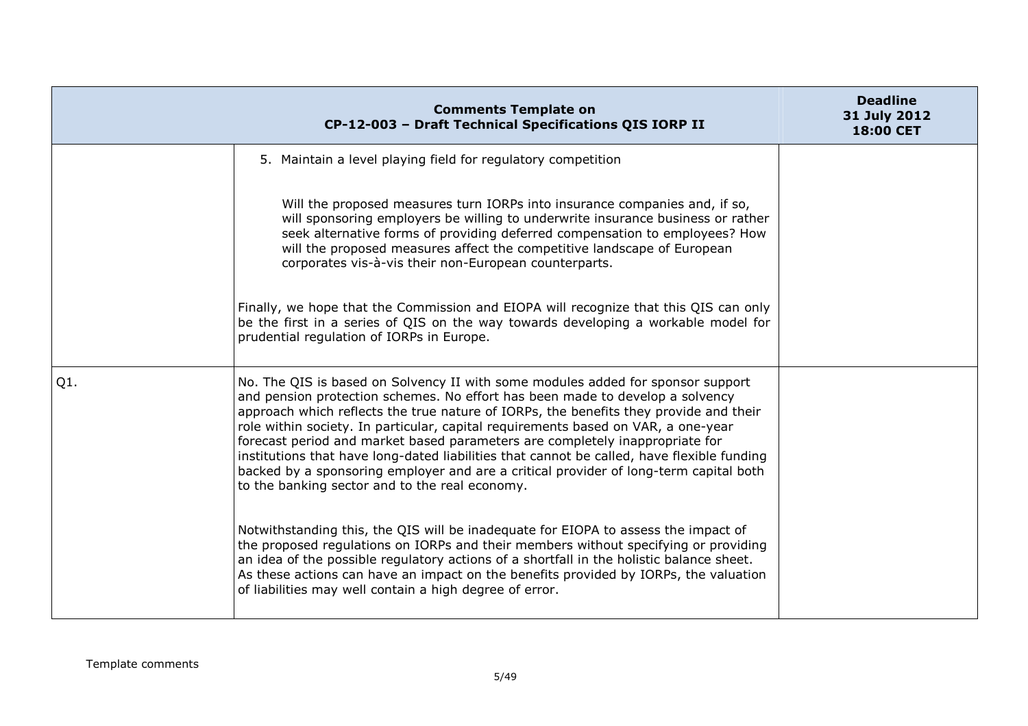| Comments Template on CP-12-003 – Draft Technical Specifications QIS IORP II | | Deadline 31 July 2012 18:00 CET |
|---|---|---|
| | 5. Maintain a level playing field for regulatory competition<br><br>Will the proposed measures turn IORPs into insurance companies and, if so, will sponsoring employers be willing to underwrite insurance business or rather seek alternative forms of providing deferred compensation to employees? How will the proposed measures affect the competitive landscape of European corporates vis-à-vis their non-European counterparts.<br><br>Finally, we hope that the Commission and EIOPA will recognize that this QIS can only be the first in a series of QIS on the way towards developing a workable model for prudential regulation of IORPs in Europe. | |
| Q1. | No. The QIS is based on Solvency II with some modules added for sponsor support and pension protection schemes. No effort has been made to develop a solvency approach which reflects the true nature of IORPs, the benefits they provide and their role within society. In particular, capital requirements based on VAR, a one-year forecast period and market based parameters are completely inappropriate for institutions that have long-dated liabilities that cannot be called, have flexible funding backed by a sponsoring employer and are a critical provider of long-term capital both to the banking sector and to the real economy.<br><br>Notwithstanding this, the QIS will be inadequate for EIOPA to assess the impact of the proposed regulations on IORPs and their members without specifying or providing an idea of the possible regulatory actions of a shortfall in the holistic balance sheet. As these actions can have an impact on the benefits provided by IORPs, the valuation of liabilities may well contain a high degree of error. | |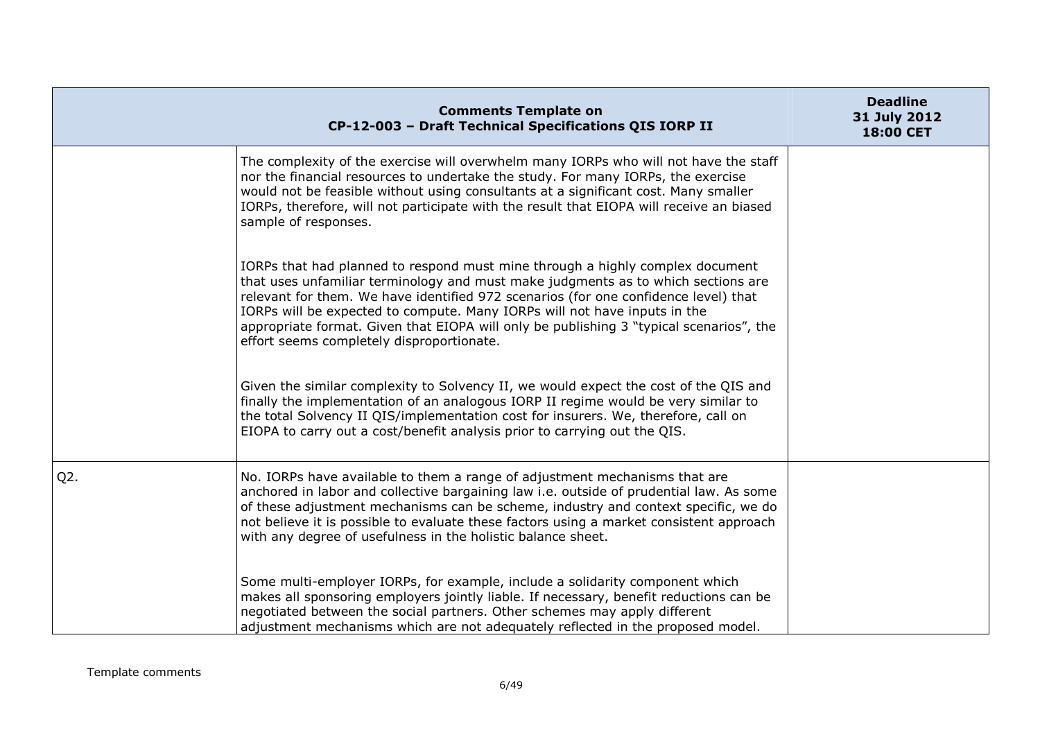| Comments Template on CP-12-003 – Draft Technical Specifications QIS IORP II | | Deadline 31 July 2012 18:00 CET |
|---|---|---|
| | The complexity of the exercise will overwhelm many IORPs who will not have the staff nor the financial resources to undertake the study. For many IORPs, the exercise would not be feasible without using consultants at a significant cost. Many smaller IORPs, therefore, will not participate with the result that EIOPA will receive an biased sample of responses.<br><br>IORPs that had planned to respond must mine through a highly complex document that uses unfamiliar terminology and must make judgments as to which sections are relevant for them. We have identified 972 scenarios (for one confidence level) that IORPs will be expected to compute. Many IORPs will not have inputs in the appropriate format. Given that EIOPA will only be publishing 3 "typical scenarios", the effort seems completely disproportionate.<br><br>Given the similar complexity to Solvency II, we would expect the cost of the QIS and finally the implementation of an analogous IORP II regime would be very similar to the total Solvency II QIS/implementation cost for insurers. We, therefore, call on EIOPA to carry out a cost/benefit analysis prior to carrying out the QIS. | |
| Q2. | No. IORPs have available to them a range of adjustment mechanisms that are anchored in labor and collective bargaining law i.e. outside of prudential law. As some of these adjustment mechanisms can be scheme, industry and context specific, we do not believe it is possible to evaluate these factors using a market consistent approach with any degree of usefulness in the holistic balance sheet.<br><br>Some multi-employer IORPs, for example, include a solidarity component which makes all sponsoring employers jointly liable. If necessary, benefit reductions can be negotiated between the social partners. Other schemes may apply different adjustment mechanisms which are not adequately reflected in the proposed model. | |

Template comments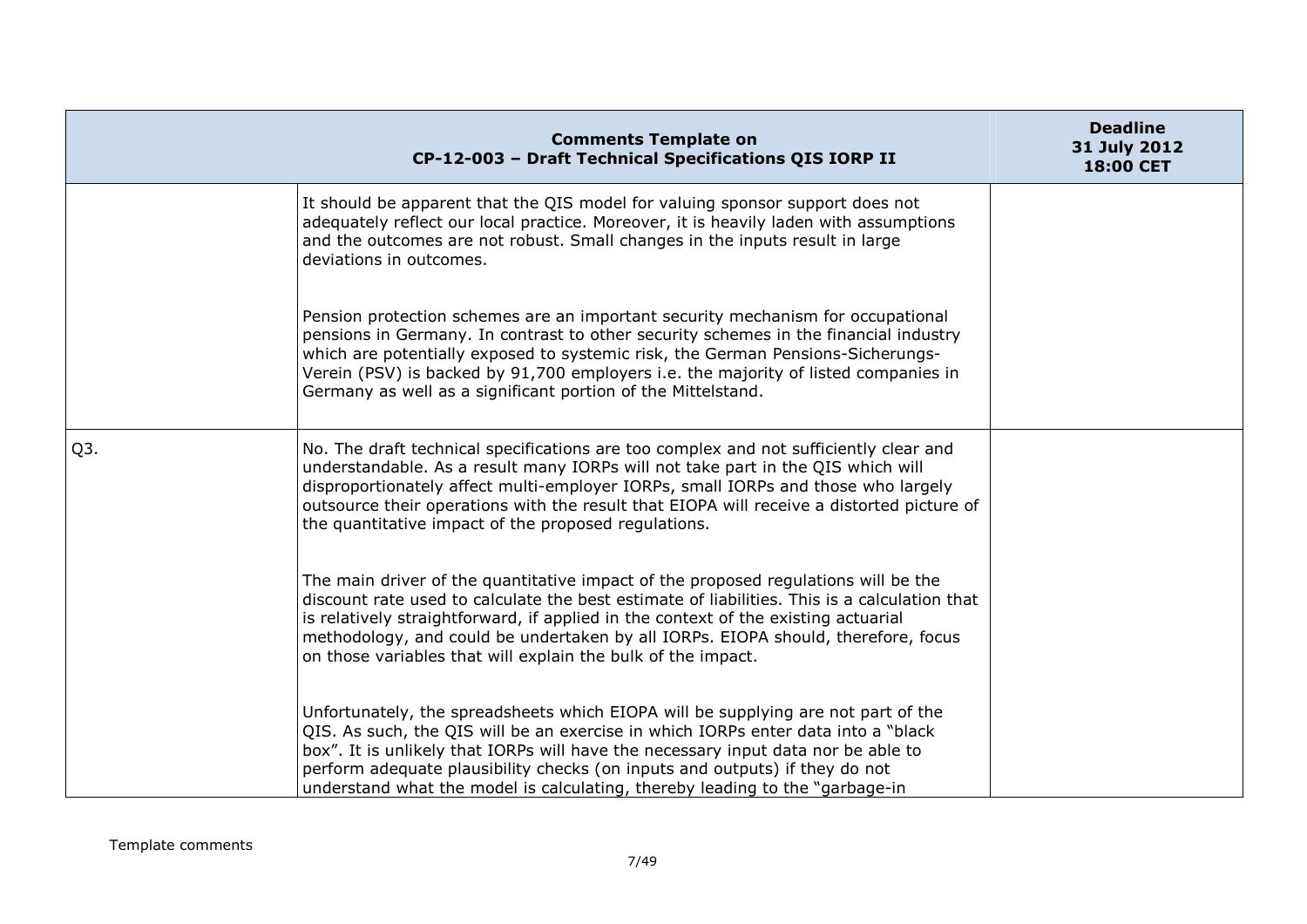| Comments Template on CP-12-003 – Draft Technical Specifications QIS IORP II | | Deadline 31 July 2012 18:00 CET |
|---|---|---|
| | It should be apparent that the QIS model for valuing sponsor support does not adequately reflect our local practice. Moreover, it is heavily laden with assumptions and the outcomes are not robust. Small changes in the inputs result in large deviations in outcomes.<br><br>Pension protection schemes are an important security mechanism for occupational pensions in Germany. In contrast to other security schemes in the financial industry which are potentially exposed to systemic risk, the German Pensions-Sicherungs-Verein (PSV) is backed by 91,700 employers i.e. the majority of listed companies in Germany as well as a significant portion of the Mittelstand. | |
| Q3. | No. The draft technical specifications are too complex and not sufficiently clear and understandable. As a result many IORPs will not take part in the QIS which will disproportionately affect multi-employer IORPs, small IORPs and those who largely outsource their operations with the result that EIOPA will receive a distorted picture of the quantitative impact of the proposed regulations.<br><br>The main driver of the quantitative impact of the proposed regulations will be the discount rate used to calculate the best estimate of liabilities. This is a calculation that is relatively straightforward, if applied in the context of the existing actuarial methodology, and could be undertaken by all IORPs. EIOPA should, therefore, focus on those variables that will explain the bulk of the impact.<br><br>Unfortunately, the spreadsheets which EIOPA will be supplying are not part of the QIS. As such, the QIS will be an exercise in which IORPs enter data into a "black box". It is unlikely that IORPs will have the necessary input data nor be able to perform adequate plausibility checks (on inputs and outputs) if they do not understand what the model is calculating, thereby leading to the "garbage-in | |

Template comments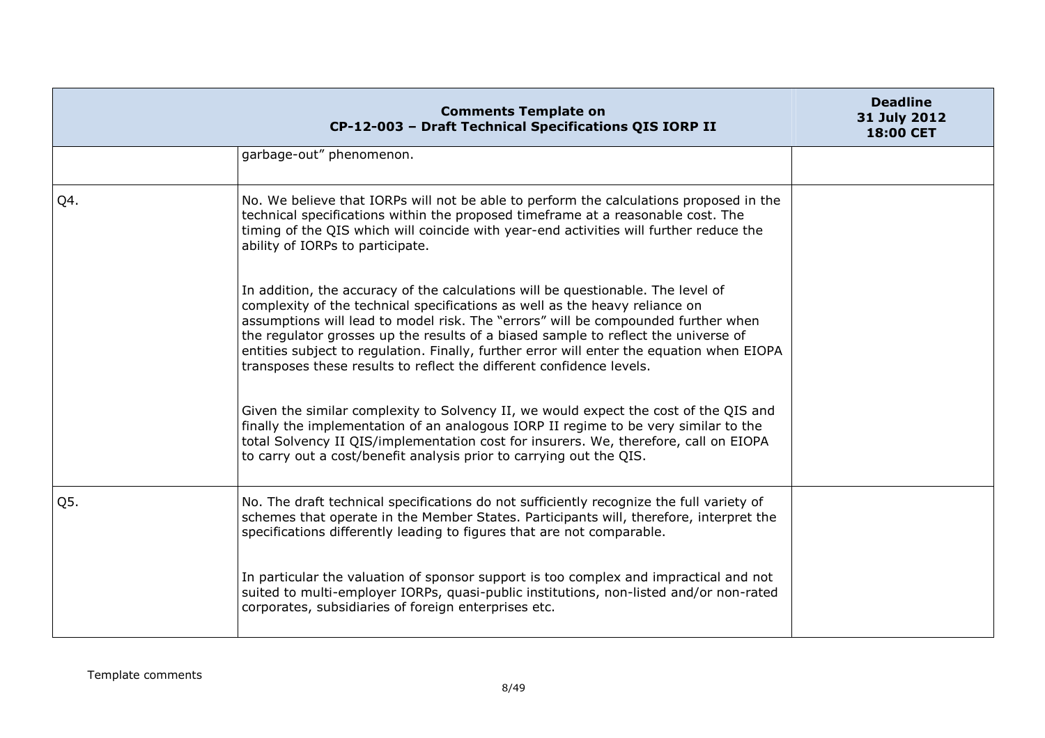| Comments Template on CP-12-003 – Draft Technical Specifications QIS IORP II | | Deadline 31 July 2012 18:00 CET |
|---|---|---|
| | garbage-out" phenomenon. | |
| Q4. | No. We believe that IORPs will not be able to perform the calculations proposed in the technical specifications within the proposed timeframe at a reasonable cost. The timing of the QIS which will coincide with year-end activities will further reduce the ability of IORPs to participate.<br><br>In addition, the accuracy of the calculations will be questionable. The level of complexity of the technical specifications as well as the heavy reliance on assumptions will lead to model risk. The "errors" will be compounded further when the regulator grosses up the results of a biased sample to reflect the universe of entities subject to regulation. Finally, further error will enter the equation when EIOPA transposes these results to reflect the different confidence levels.<br><br>Given the similar complexity to Solvency II, we would expect the cost of the QIS and finally the implementation of an analogous IORP II regime to be very similar to the total Solvency II QIS/implementation cost for insurers. We, therefore, call on EIOPA to carry out a cost/benefit analysis prior to carrying out the QIS. | |
| Q5. | No. The draft technical specifications do not sufficiently recognize the full variety of schemes that operate in the Member States. Participants will, therefore, interpret the specifications differently leading to figures that are not comparable.<br><br>In particular the valuation of sponsor support is too complex and impractical and not suited to multi-employer IORPs, quasi-public institutions, non-listed and/or non-rated corporates, subsidiaries of foreign enterprises etc. | |

Template comments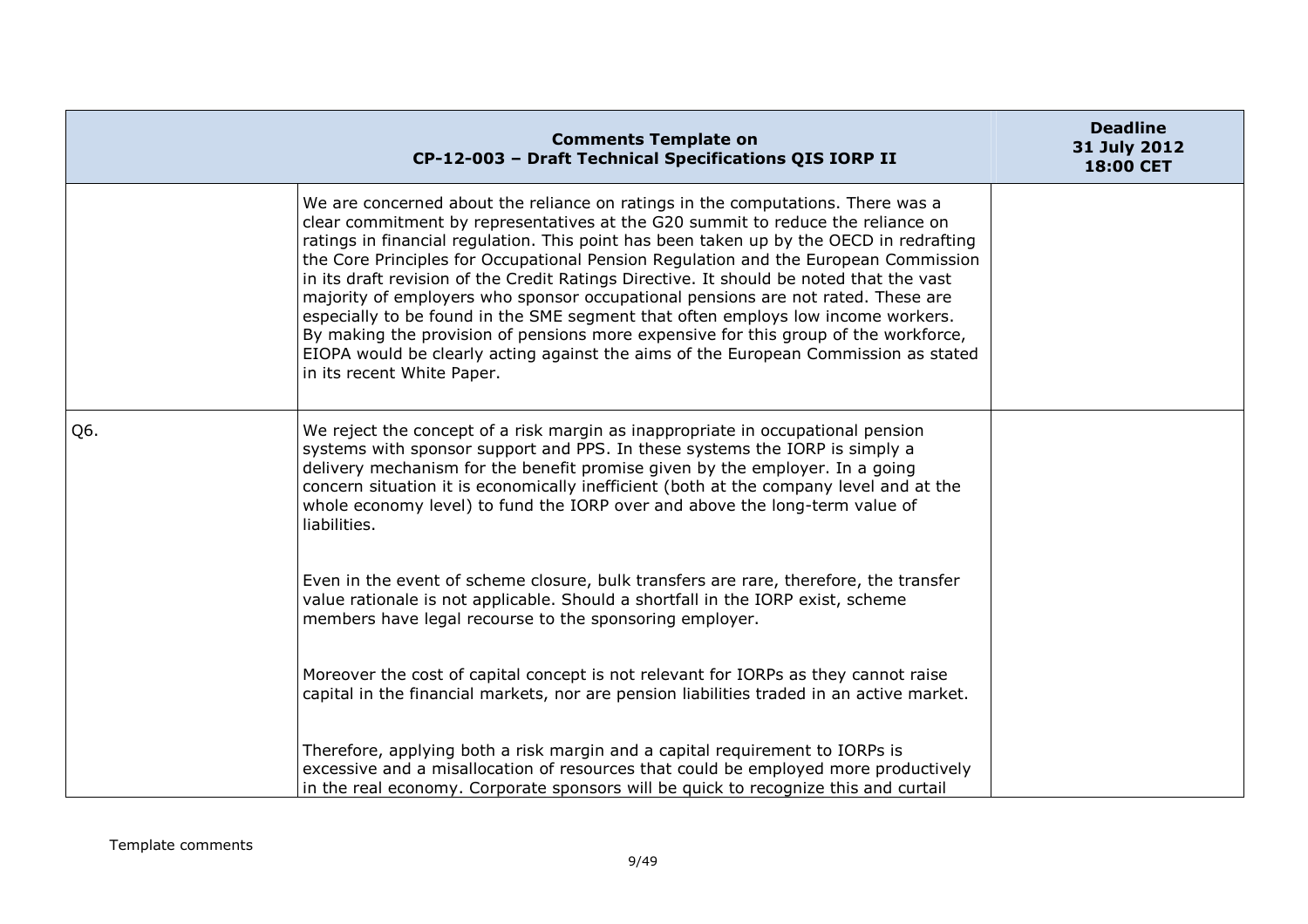| Comments Template on CP-12-003 – Draft Technical Specifications QIS IORP II | | Deadline 31 July 2012 18:00 CET |
|---|---|---|
| | We are concerned about the reliance on ratings in the computations. There was a clear commitment by representatives at the G20 summit to reduce the reliance on ratings in financial regulation. This point has been taken up by the OECD in redrafting the Core Principles for Occupational Pension Regulation and the European Commission in its draft revision of the Credit Ratings Directive. It should be noted that the vast majority of employers who sponsor occupational pensions are not rated. These are especially to be found in the SME segment that often employs low income workers. By making the provision of pensions more expensive for this group of the workforce, EIOPA would be clearly acting against the aims of the European Commission as stated in its recent White Paper. | |
| Q6. | We reject the concept of a risk margin as inappropriate in occupational pension systems with sponsor support and PPS. In these systems the IORP is simply a delivery mechanism for the benefit promise given by the employer. In a going concern situation it is economically inefficient (both at the company level and at the whole economy level) to fund the IORP over and above the long-term value of liabilities.<br><br>Even in the event of scheme closure, bulk transfers are rare, therefore, the transfer value rationale is not applicable. Should a shortfall in the IORP exist, scheme members have legal recourse to the sponsoring employer.<br><br>Moreover the cost of capital concept is not relevant for IORPs as they cannot raise capital in the financial markets, nor are pension liabilities traded in an active market.<br><br>Therefore, applying both a risk margin and a capital requirement to IORPs is excessive and a misallocation of resources that could be employed more productively in the real economy. Corporate sponsors will be quick to recognize this and curtail | |

Template comments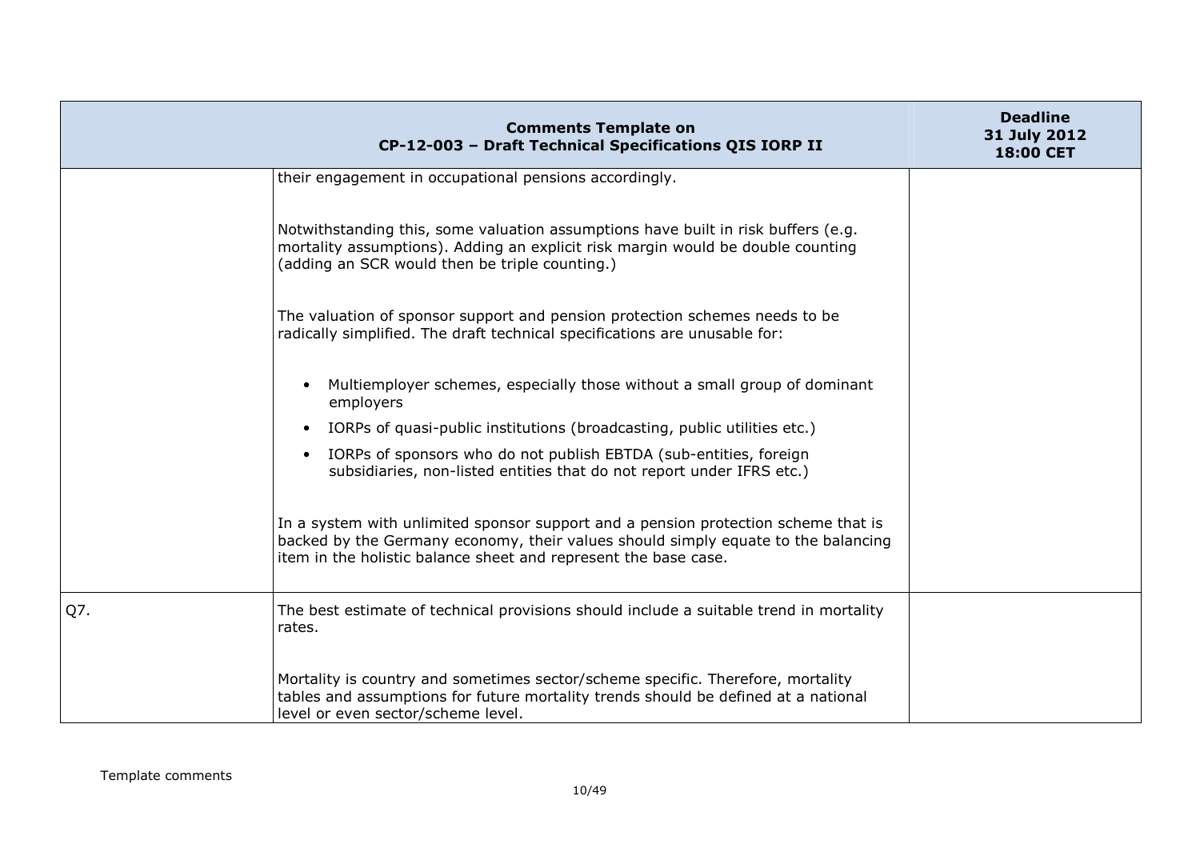| Comments Template on CP-12-003 – Draft Technical Specifications QIS IORP II | | Deadline 31 July 2012 18:00 CET |
|---|---|---|
| | their engagement in occupational pensions accordingly.<br><br>Notwithstanding this, some valuation assumptions have built in risk buffers (e.g. mortality assumptions). Adding an explicit risk margin would be double counting (adding an SCR would then be triple counting.)<br><br>The valuation of sponsor support and pension protection schemes needs to be radically simplified. The draft technical specifications are unusable for:<br><br>• Multiemployer schemes, especially those without a small group of dominant employers<br>• IORPs of quasi-public institutions (broadcasting, public utilities etc.)<br>• IORPs of sponsors who do not publish EBTDA (sub-entities, foreign subsidiaries, non-listed entities that do not report under IFRS etc.)<br><br>In a system with unlimited sponsor support and a pension protection scheme that is backed by the Germany economy, their values should simply equate to the balancing item in the holistic balance sheet and represent the base case. | |
| Q7. | The best estimate of technical provisions should include a suitable trend in mortality rates.<br><br>Mortality is country and sometimes sector/scheme specific. Therefore, mortality tables and assumptions for future mortality trends should be defined at a national level or even sector/scheme level. | |

Template comments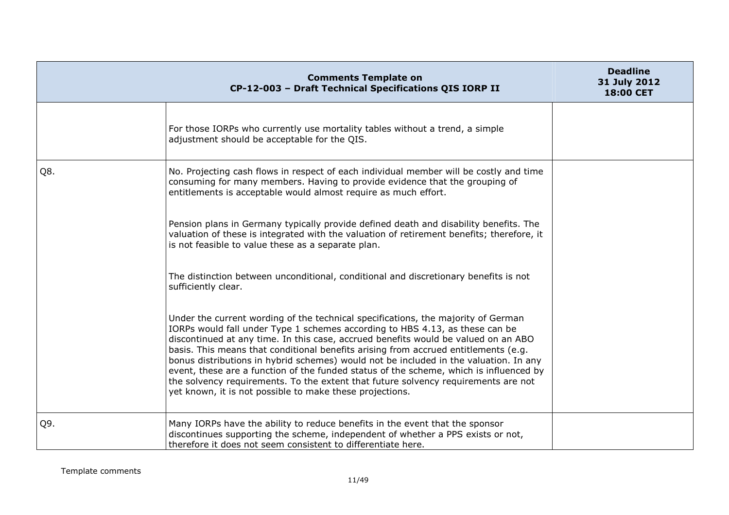| Comments Template on CP-12-003 – Draft Technical Specifications QIS IORP II | | Deadline 31 July 2012 18:00 CET |
|---|---|---|
| | For those IORPs who currently use mortality tables without a trend, a simple adjustment should be acceptable for the QIS. | |
| Q8. | No. Projecting cash flows in respect of each individual member will be costly and time consuming for many members. Having to provide evidence that the grouping of entitlements is acceptable would almost require as much effort.<br><br>Pension plans in Germany typically provide defined death and disability benefits. The valuation of these is integrated with the valuation of retirement benefits; therefore, it is not feasible to value these as a separate plan.<br><br>The distinction between unconditional, conditional and discretionary benefits is not sufficiently clear.<br><br>Under the current wording of the technical specifications, the majority of German IORPs would fall under Type 1 schemes according to HBS 4.13, as these can be discontinued at any time. In this case, accrued benefits would be valued on an ABO basis. This means that conditional benefits arising from accrued entitlements (e.g. bonus distributions in hybrid schemes) would not be included in the valuation. In any event, these are a function of the funded status of the scheme, which is influenced by the solvency requirements. To the extent that future solvency requirements are not yet known, it is not possible to make these projections. | |
| Q9. | Many IORPs have the ability to reduce benefits in the event that the sponsor discontinues supporting the scheme, independent of whether a PPS exists or not, therefore it does not seem consistent to differentiate here. | |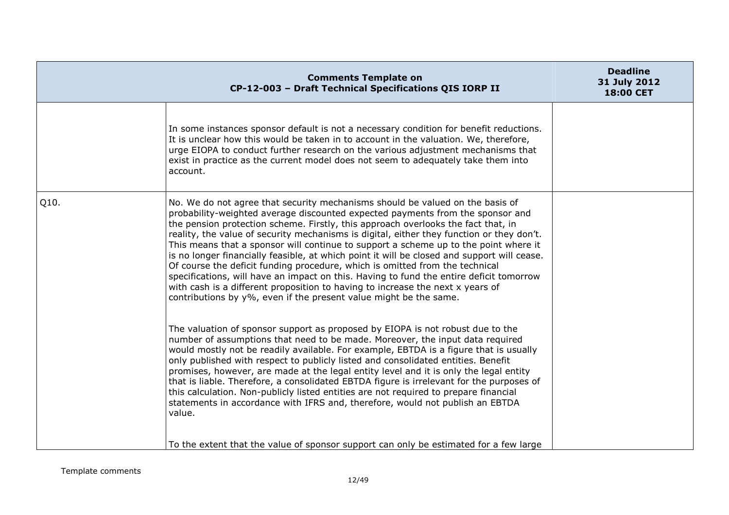| Comments Template on CP-12-003 – Draft Technical Specifications QIS IORP II | | Deadline 31 July 2012 18:00 CET |
|---|---|---|
| | In some instances sponsor default is not a necessary condition for benefit reductions. It is unclear how this would be taken in to account in the valuation. We, therefore, urge EIOPA to conduct further research on the various adjustment mechanisms that exist in practice as the current model does not seem to adequately take them into account. | |
| Q10. | No. We do not agree that security mechanisms should be valued on the basis of probability-weighted average discounted expected payments from the sponsor and the pension protection scheme. Firstly, this approach overlooks the fact that, in reality, the value of security mechanisms is digital, either they function or they don't. This means that a sponsor will continue to support a scheme up to the point where it is no longer financially feasible, at which point it will be closed and support will cease. Of course the deficit funding procedure, which is omitted from the technical specifications, will have an impact on this. Having to fund the entire deficit tomorrow with cash is a different proposition to having to increase the next x years of contributions by y%, even if the present value might be the same.<br><br>The valuation of sponsor support as proposed by EIOPA is not robust due to the number of assumptions that need to be made. Moreover, the input data required would mostly not be readily available. For example, EBTDA is a figure that is usually only published with respect to publicly listed and consolidated entities. Benefit promises, however, are made at the legal entity level and it is only the legal entity that is liable. Therefore, a consolidated EBTDA figure is irrelevant for the purposes of this calculation. Non-publicly listed entities are not required to prepare financial statements in accordance with IFRS and, therefore, would not publish an EBTDA value.<br><br>To the extent that the value of sponsor support can only be estimated for a few large | |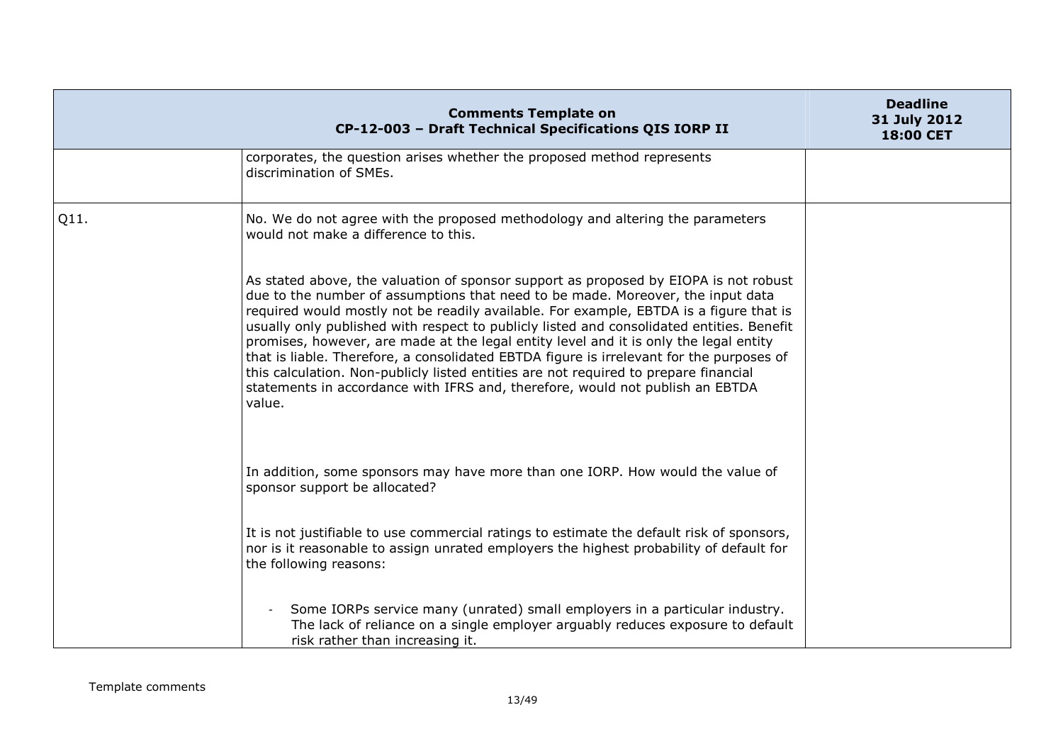| Comments Template on CP-12-003 – Draft Technical Specifications QIS IORP II | | Deadline 31 July 2012 18:00 CET |
| --- | --- | --- |
| | corporates, the question arises whether the proposed method represents discrimination of SMEs. | |
| Q11. | No. We do not agree with the proposed methodology and altering the parameters would not make a difference to this.<br><br>As stated above, the valuation of sponsor support as proposed by EIOPA is not robust due to the number of assumptions that need to be made. Moreover, the input data required would mostly not be readily available. For example, EBTDA is a figure that is usually only published with respect to publicly listed and consolidated entities. Benefit promises, however, are made at the legal entity level and it is only the legal entity that is liable. Therefore, a consolidated EBTDA figure is irrelevant for the purposes of this calculation. Non-publicly listed entities are not required to prepare financial statements in accordance with IFRS and, therefore, would not publish an EBTDA value.<br><br>In addition, some sponsors may have more than one IORP. How would the value of sponsor support be allocated?<br><br>It is not justifiable to use commercial ratings to estimate the default risk of sponsors, nor is it reasonable to assign unrated employers the highest probability of default for the following reasons:<br><br>- Some IORPs service many (unrated) small employers in a particular industry. The lack of reliance on a single employer arguably reduces exposure to default risk rather than increasing it. | |

Template comments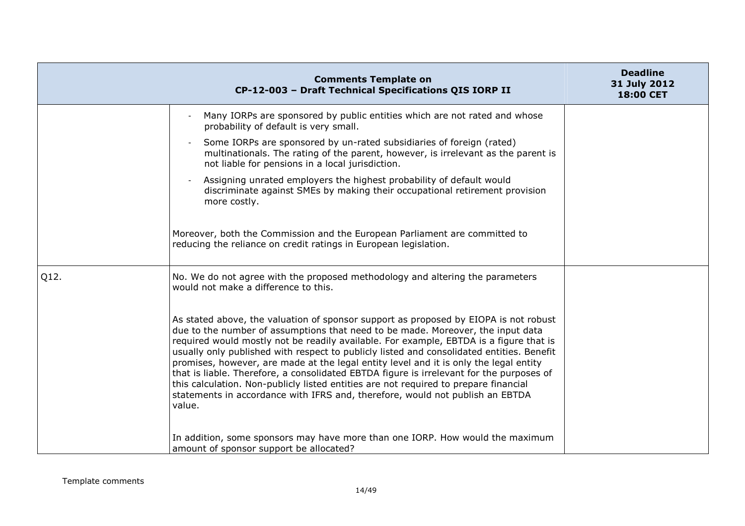| Comments Template on CP-12-003 – Draft Technical Specifications QIS IORP II | | Deadline 31 July 2012 18:00 CET |
| --- | --- | --- |
| | - Many IORPs are sponsored by public entities which are not rated and whose probability of default is very small.<br>- Some IORPs are sponsored by un-rated subsidiaries of foreign (rated) multinationals. The rating of the parent, however, is irrelevant as the parent is not liable for pensions in a local jurisdiction.<br>- Assigning unrated employers the highest probability of default would discriminate against SMEs by making their occupational retirement provision more costly.<br><br>Moreover, both the Commission and the European Parliament are committed to reducing the reliance on credit ratings in European legislation. | |
| Q12. | No. We do not agree with the proposed methodology and altering the parameters would not make a difference to this.<br><br>As stated above, the valuation of sponsor support as proposed by EIOPA is not robust due to the number of assumptions that need to be made. Moreover, the input data required would mostly not be readily available. For example, EBTDA is a figure that is usually only published with respect to publicly listed and consolidated entities. Benefit promises, however, are made at the legal entity level and it is only the legal entity that is liable. Therefore, a consolidated EBTDA figure is irrelevant for the purposes of this calculation. Non-publicly listed entities are not required to prepare financial statements in accordance with IFRS and, therefore, would not publish an EBTDA value.<br><br>In addition, some sponsors may have more than one IORP. How would the maximum amount of sponsor support be allocated? | |

Template comments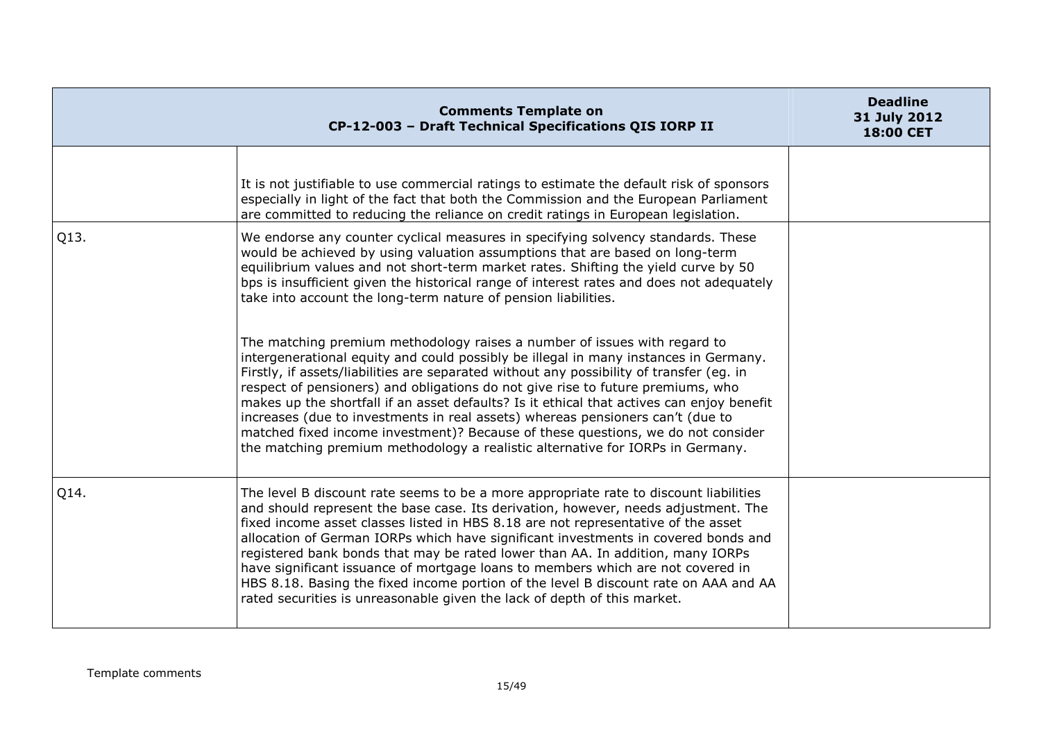| Comments Template on CP-12-003 – Draft Technical Specifications QIS IORP II | | Deadline 31 July 2012 18:00 CET |
|---|---|---|
| | It is not justifiable to use commercial ratings to estimate the default risk of sponsors especially in light of the fact that both the Commission and the European Parliament are committed to reducing the reliance on credit ratings in European legislation. | |
| Q13. | We endorse any counter cyclical measures in specifying solvency standards. These would be achieved by using valuation assumptions that are based on long-term equilibrium values and not short-term market rates. Shifting the yield curve by 50 bps is insufficient given the historical range of interest rates and does not adequately take into account the long-term nature of pension liabilities.<br><br>The matching premium methodology raises a number of issues with regard to intergenerational equity and could possibly be illegal in many instances in Germany. Firstly, if assets/liabilities are separated without any possibility of transfer (eg. in respect of pensioners) and obligations do not give rise to future premiums, who makes up the shortfall if an asset defaults? Is it ethical that actives can enjoy benefit increases (due to investments in real assets) whereas pensioners can't (due to matched fixed income investment)? Because of these questions, we do not consider the matching premium methodology a realistic alternative for IORPs in Germany. | |
| Q14. | The level B discount rate seems to be a more appropriate rate to discount liabilities and should represent the base case. Its derivation, however, needs adjustment. The fixed income asset classes listed in HBS 8.18 are not representative of the asset allocation of German IORPs which have significant investments in covered bonds and registered bank bonds that may be rated lower than AA. In addition, many IORPs have significant issuance of mortgage loans to members which are not covered in HBS 8.18. Basing the fixed income portion of the level B discount rate on AAA and AA rated securities is unreasonable given the lack of depth of this market. | |

Template comments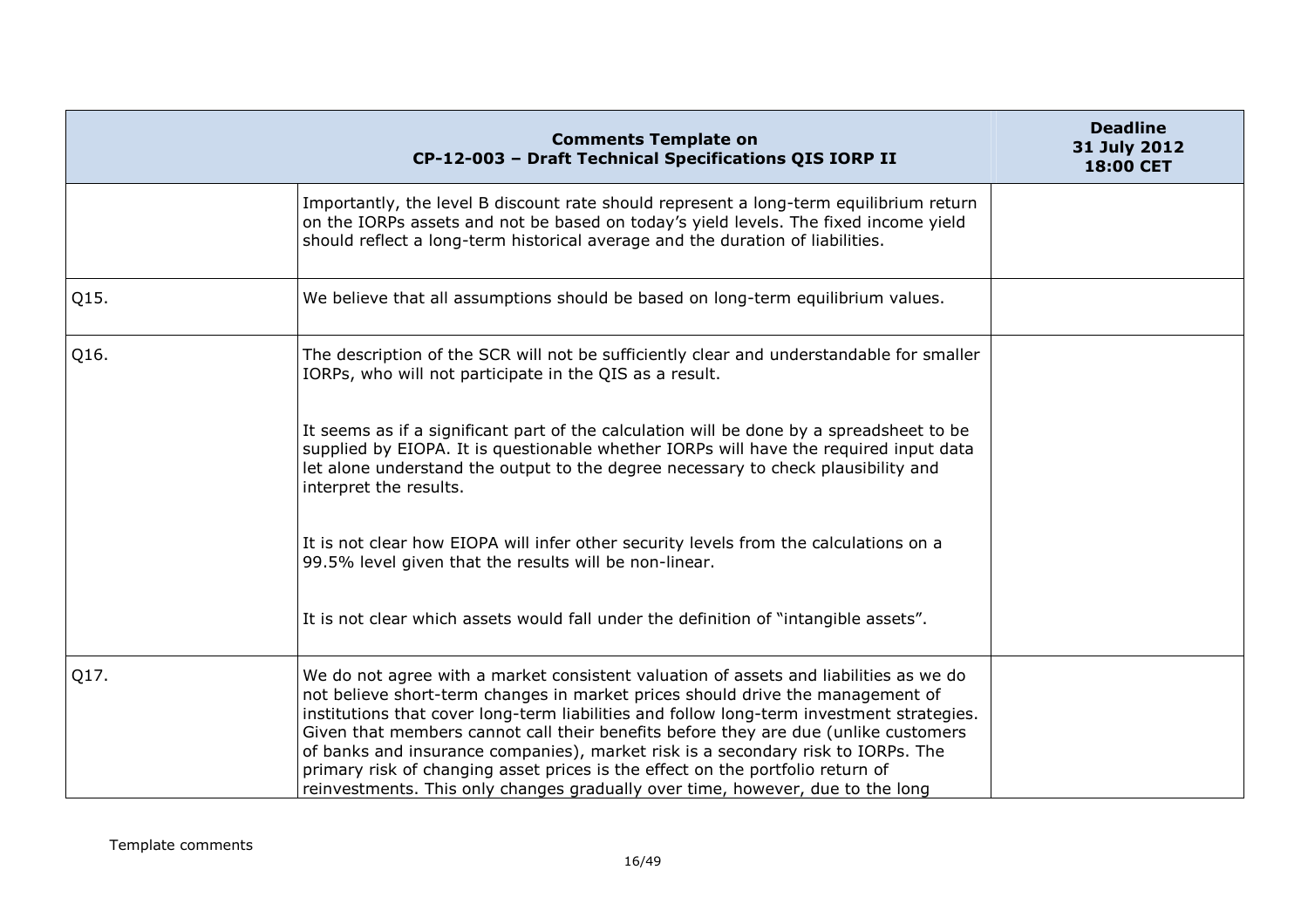| Comments Template on CP-12-003 – Draft Technical Specifications QIS IORP II | | Deadline 31 July 2012 18:00 CET |
|---|---|---|
| | Importantly, the level B discount rate should represent a long-term equilibrium return on the IORPs assets and not be based on today's yield levels. The fixed income yield should reflect a long-term historical average and the duration of liabilities. | |
| Q15. | We believe that all assumptions should be based on long-term equilibrium values. | |
| Q16. | The description of the SCR will not be sufficiently clear and understandable for smaller IORPs, who will not participate in the QIS as a result.<br><br>It seems as if a significant part of the calculation will be done by a spreadsheet to be supplied by EIOPA. It is questionable whether IORPs will have the required input data let alone understand the output to the degree necessary to check plausibility and interpret the results.<br><br>It is not clear how EIOPA will infer other security levels from the calculations on a 99.5% level given that the results will be non-linear.<br><br>It is not clear which assets would fall under the definition of "intangible assets". | |
| Q17. | We do not agree with a market consistent valuation of assets and liabilities as we do not believe short-term changes in market prices should drive the management of institutions that cover long-term liabilities and follow long-term investment strategies. Given that members cannot call their benefits before they are due (unlike customers of banks and insurance companies), market risk is a secondary risk to IORPs. The primary risk of changing asset prices is the effect on the portfolio return of reinvestments. This only changes gradually over time, however, due to the long | |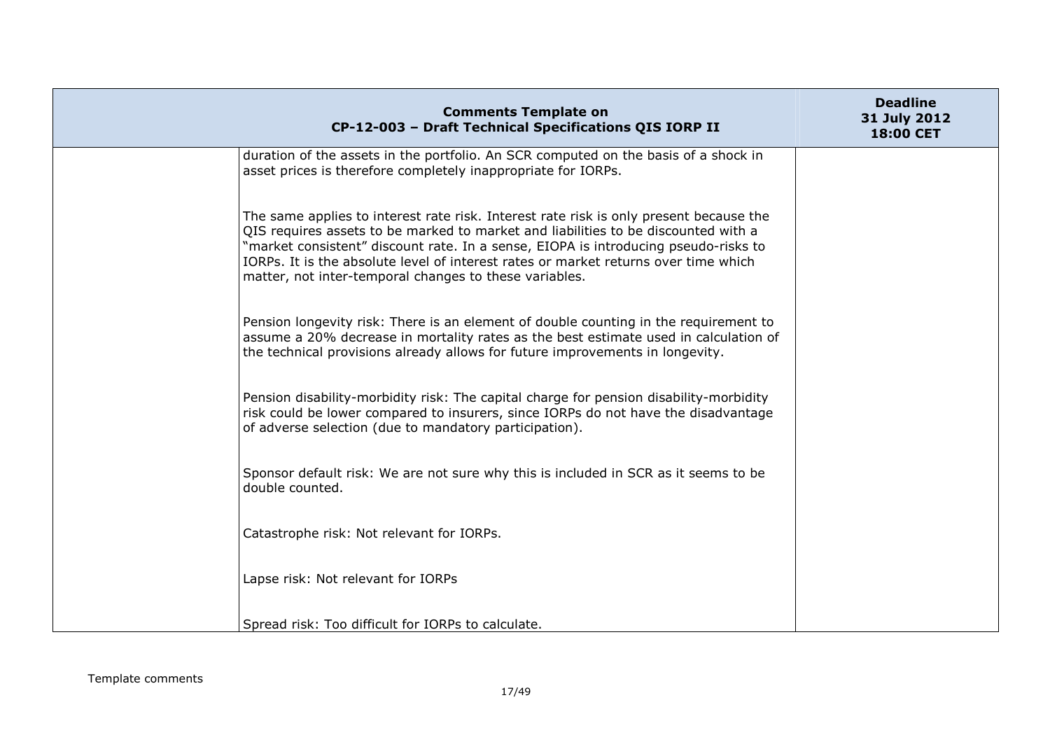| Comments Template on CP-12-003 – Draft Technical Specifications QIS IORP II | | Deadline 31 July 2012 18:00 CET |
| --- | --- | --- |
| | duration of the assets in the portfolio. An SCR computed on the basis of a shock in asset prices is therefore completely inappropriate for IORPs.<br><br>The same applies to interest rate risk. Interest rate risk is only present because the QIS requires assets to be marked to market and liabilities to be discounted with a "market consistent" discount rate. In a sense, EIOPA is introducing pseudo-risks to IORPs. It is the absolute level of interest rates or market returns over time which matter, not inter-temporal changes to these variables.<br><br>Pension longevity risk: There is an element of double counting in the requirement to assume a 20% decrease in mortality rates as the best estimate used in calculation of the technical provisions already allows for future improvements in longevity.<br><br>Pension disability-morbidity risk: The capital charge for pension disability-morbidity risk could be lower compared to insurers, since IORPs do not have the disadvantage of adverse selection (due to mandatory participation).<br><br>Sponsor default risk: We are not sure why this is included in SCR as it seems to be double counted.<br><br>Catastrophe risk: Not relevant for IORPs.<br><br>Lapse risk: Not relevant for IORPs<br><br>Spread risk: Too difficult for IORPs to calculate. | |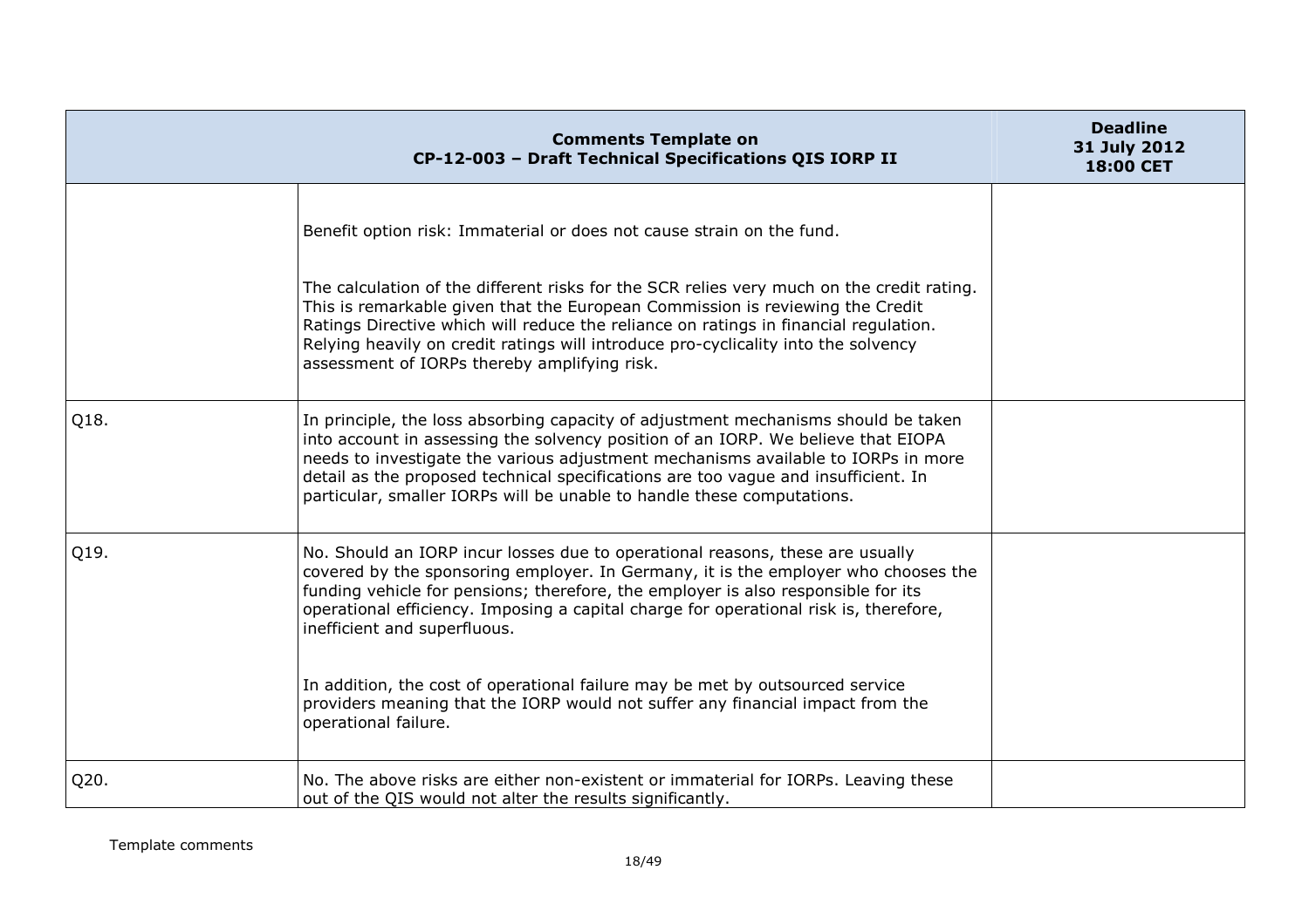| Comments Template on CP-12-003 – Draft Technical Specifications QIS IORP II | | Deadline 31 July 2012 18:00 CET |
|---|---|---|
| | Benefit option risk: Immaterial or does not cause strain on the fund.<br><br>The calculation of the different risks for the SCR relies very much on the credit rating. This is remarkable given that the European Commission is reviewing the Credit Ratings Directive which will reduce the reliance on ratings in financial regulation. Relying heavily on credit ratings will introduce pro-cyclicality into the solvency assessment of IORPs thereby amplifying risk. | |
| Q18. | In principle, the loss absorbing capacity of adjustment mechanisms should be taken into account in assessing the solvency position of an IORP. We believe that EIOPA needs to investigate the various adjustment mechanisms available to IORPs in more detail as the proposed technical specifications are too vague and insufficient. In particular, smaller IORPs will be unable to handle these computations. | |
| Q19. | No. Should an IORP incur losses due to operational reasons, these are usually covered by the sponsoring employer. In Germany, it is the employer who chooses the funding vehicle for pensions; therefore, the employer is also responsible for its operational efficiency. Imposing a capital charge for operational risk is, therefore, inefficient and superfluous.<br><br>In addition, the cost of operational failure may be met by outsourced service providers meaning that the IORP would not suffer any financial impact from the operational failure. | |
| Q20. | No. The above risks are either non-existent or immaterial for IORPs. Leaving these out of the QIS would not alter the results significantly. | |

Template comments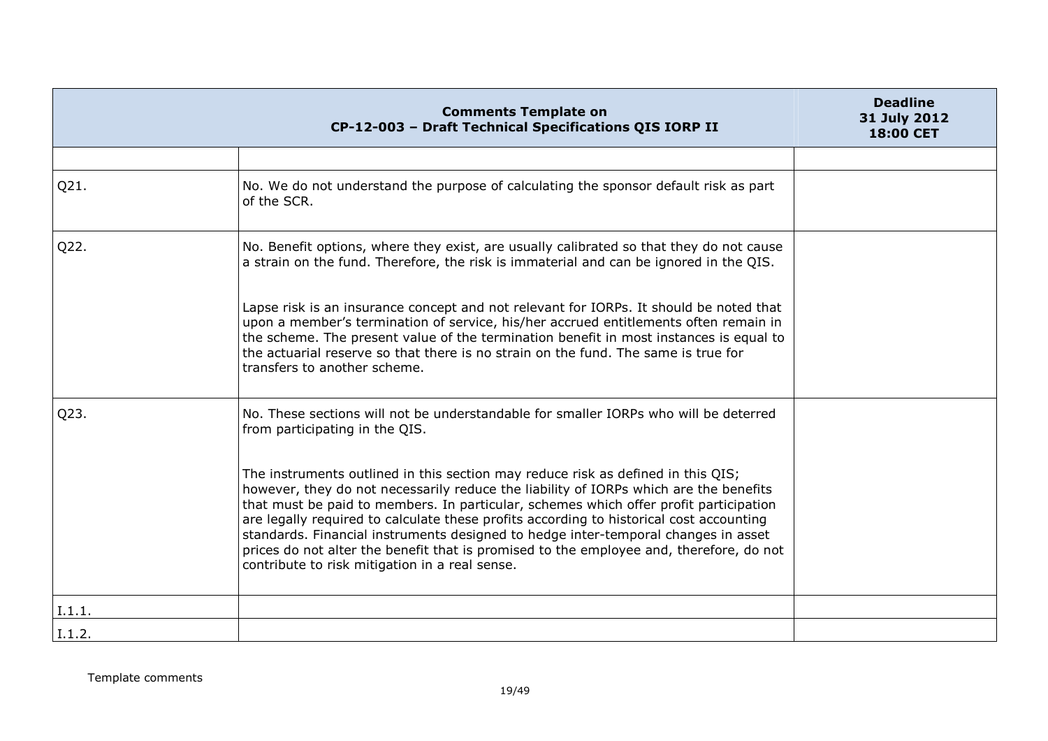| Comments Template on CP-12-003 – Draft Technical Specifications QIS IORP II | | Deadline 31 July 2012 18:00 CET |
|---|---|---|
| | | |
| Q21. | No. We do not understand the purpose of calculating the sponsor default risk as part of the SCR. | |
| Q22. | No. Benefit options, where they exist, are usually calibrated so that they do not cause a strain on the fund. Therefore, the risk is immaterial and can be ignored in the QIS.<br><br>Lapse risk is an insurance concept and not relevant for IORPs. It should be noted that upon a member's termination of service, his/her accrued entitlements often remain in the scheme. The present value of the termination benefit in most instances is equal to the actuarial reserve so that there is no strain on the fund. The same is true for transfers to another scheme. | |
| Q23. | No. These sections will not be understandable for smaller IORPs who will be deterred from participating in the QIS.<br><br>The instruments outlined in this section may reduce risk as defined in this QIS; however, they do not necessarily reduce the liability of IORPs which are the benefits that must be paid to members. In particular, schemes which offer profit participation are legally required to calculate these profits according to historical cost accounting standards. Financial instruments designed to hedge inter-temporal changes in asset prices do not alter the benefit that is promised to the employee and, therefore, do not contribute to risk mitigation in a real sense. | |
| I.1.1. | | |
| I.1.2. | | |

Template comments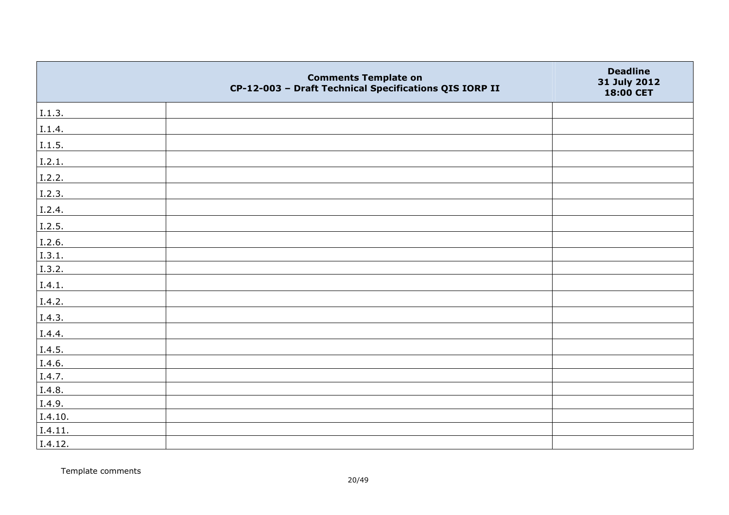| | Comments Template on CP-12-003 – Draft Technical Specifications QIS IORP II | Deadline 31 July 2012 18:00 CET |
|---|---|---|
| I.1.3. | | |
| I.1.4. | | |
| I.1.5. | | |
| I.2.1. | | |
| I.2.2. | | |
| I.2.3. | | |
| I.2.4. | | |
| I.2.5. | | |
| I.2.6. | | |
| I.3.1. | | |
| I.3.2. | | |
| I.4.1. | | |
| I.4.2. | | |
| I.4.3. | | |
| I.4.4. | | |
| I.4.5. | | |
| I.4.6. | | |
| I.4.7. | | |
| I.4.8. | | |
| I.4.9. | | |
| I.4.10. | | |
| I.4.11. | | |
| I.4.12. | | |

Template comments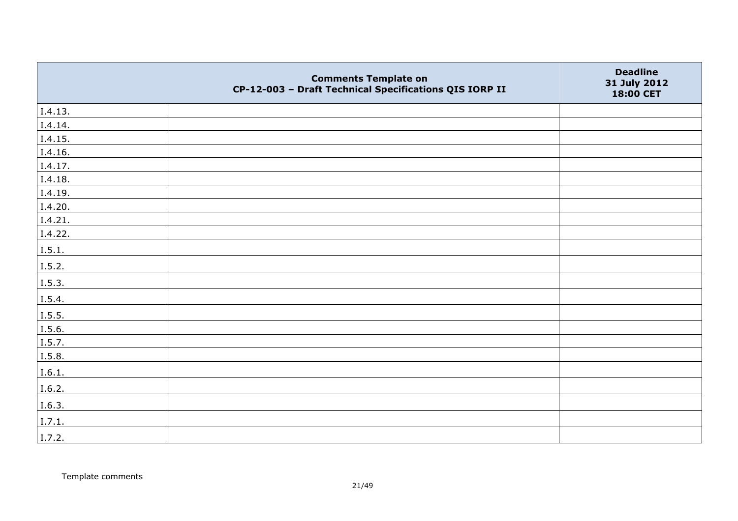|  | **Comments Template on CP-12-003 – Draft Technical Specifications QIS IORP II** | **Deadline 31 July 2012 18:00 CET** |
|---|---|---|
| I.4.13. | | |
| I.4.14. | | |
| I.4.15. | | |
| I.4.16. | | |
| I.4.17. | | |
| I.4.18. | | |
| I.4.19. | | |
| I.4.20. | | |
| I.4.21. | | |
| I.4.22. | | |
| I.5.1. | | |
| I.5.2. | | |
| I.5.3. | | |
| I.5.4. | | |
| I.5.5. | | |
| I.5.6. | | |
| I.5.7. | | |
| I.5.8. | | |
| I.6.1. | | |
| I.6.2. | | |
| I.6.3. | | |
| I.7.1. | | |
| I.7.2. | | |

Template comments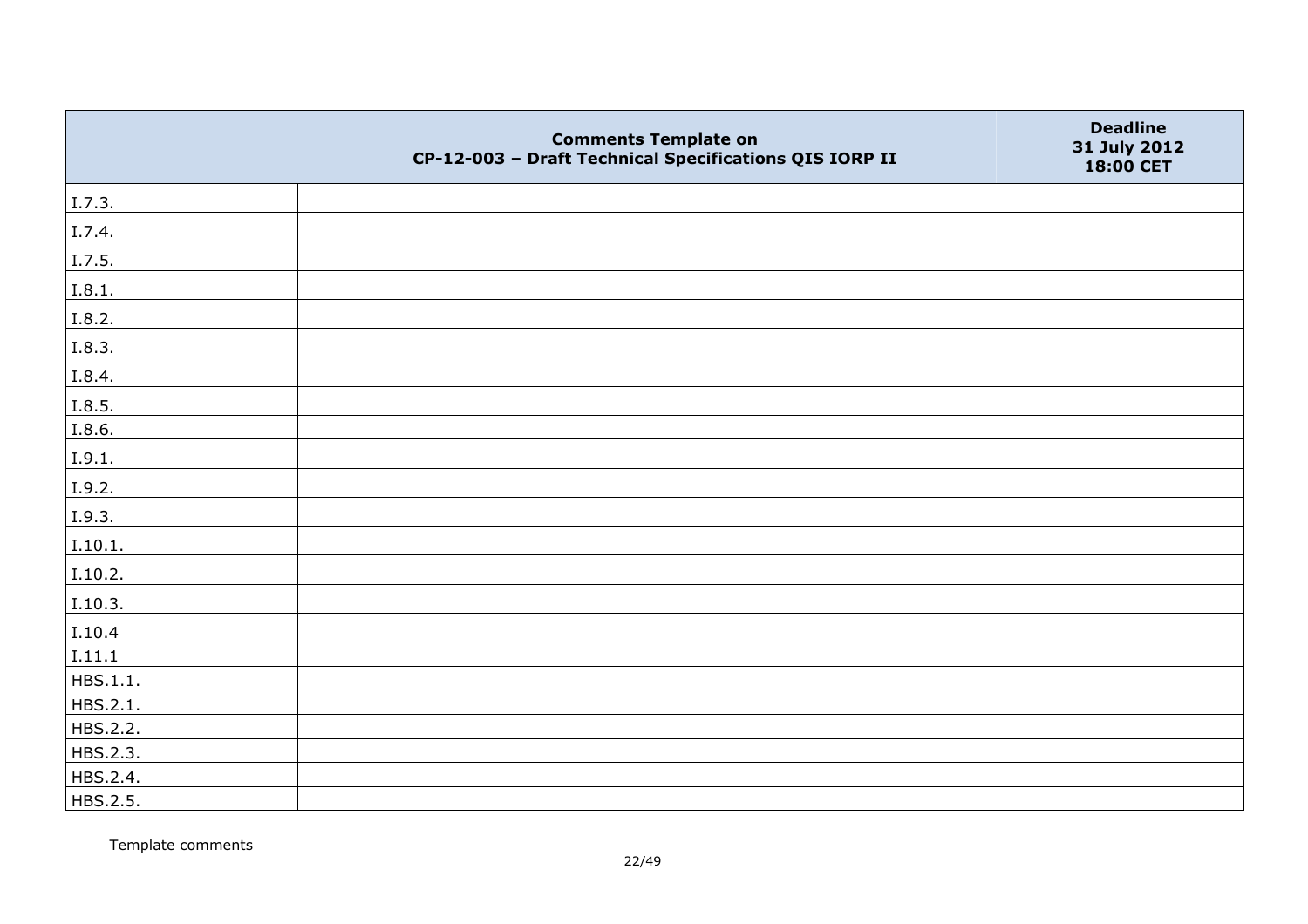| | Comments Template on<br>CP-12-003 – Draft Technical Specifications QIS IORP II | Deadline<br>31 July 2012<br>18:00 CET |
|---|---|---|
| I.7.3. | | |
| I.7.4. | | |
| I.7.5. | | |
| I.8.1. | | |
| I.8.2. | | |
| I.8.3. | | |
| I.8.4. | | |
| I.8.5. | | |
| I.8.6. | | |
| I.9.1. | | |
| I.9.2. | | |
| I.9.3. | | |
| I.10.1. | | |
| I.10.2. | | |
| I.10.3. | | |
| I.10.4 | | |
| I.11.1 | | |
| HBS.1.1. | | |
| HBS.2.1. | | |
| HBS.2.2. | | |
| HBS.2.3. | | |
| HBS.2.4. | | |
| HBS.2.5. | | |

Template comments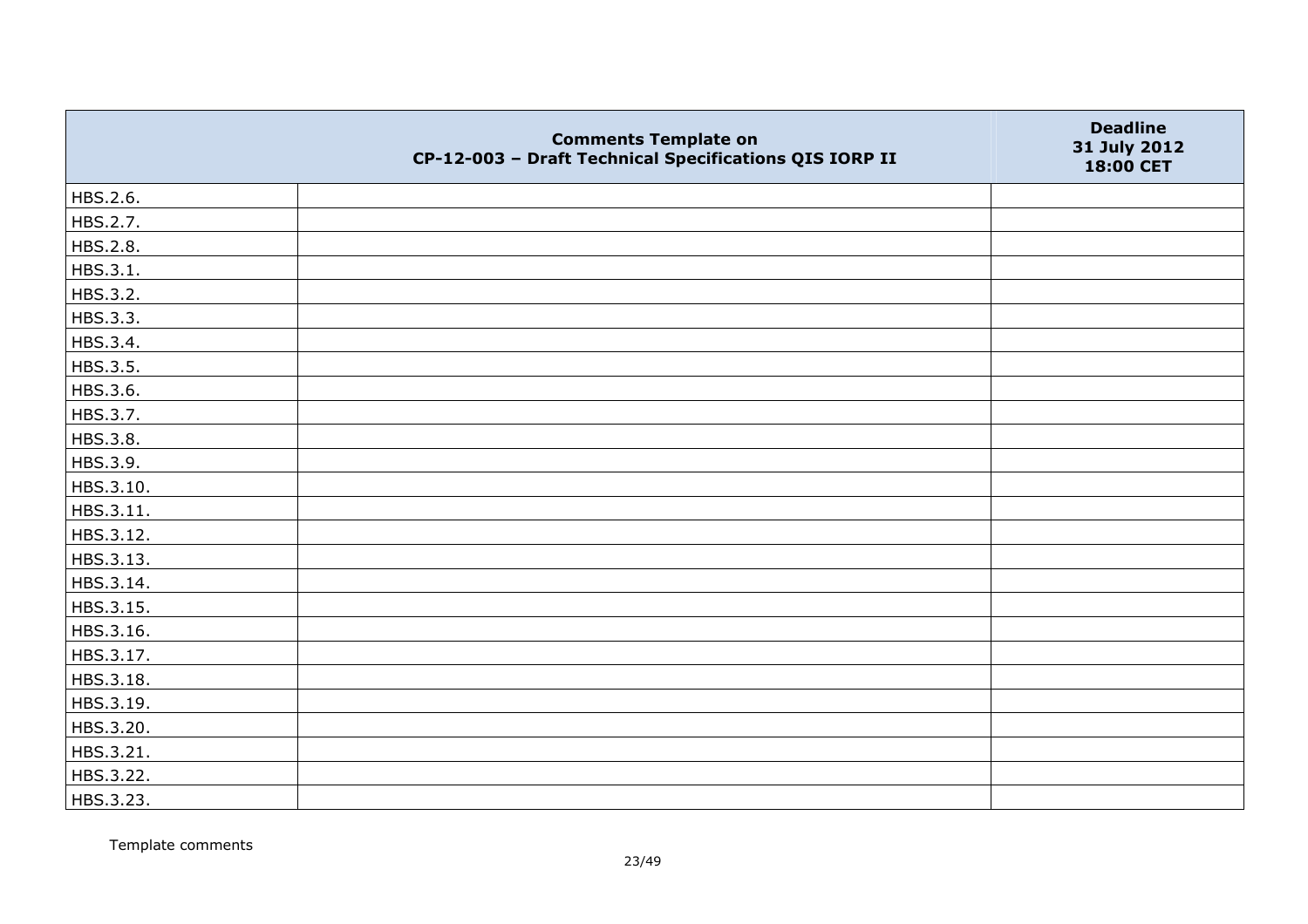|  | Comments Template on CP-12-003 – Draft Technical Specifications QIS IORP II | Deadline 31 July 2012 18:00 CET |
|---|---|---|
| HBS.2.6. |  |  |
| HBS.2.7. |  |  |
| HBS.2.8. |  |  |
| HBS.3.1. |  |  |
| HBS.3.2. |  |  |
| HBS.3.3. |  |  |
| HBS.3.4. |  |  |
| HBS.3.5. |  |  |
| HBS.3.6. |  |  |
| HBS.3.7. |  |  |
| HBS.3.8. |  |  |
| HBS.3.9. |  |  |
| HBS.3.10. |  |  |
| HBS.3.11. |  |  |
| HBS.3.12. |  |  |
| HBS.3.13. |  |  |
| HBS.3.14. |  |  |
| HBS.3.15. |  |  |
| HBS.3.16. |  |  |
| HBS.3.17. |  |  |
| HBS.3.18. |  |  |
| HBS.3.19. |  |  |
| HBS.3.20. |  |  |
| HBS.3.21. |  |  |
| HBS.3.22. |  |  |
| HBS.3.23. |  |  |

Template comments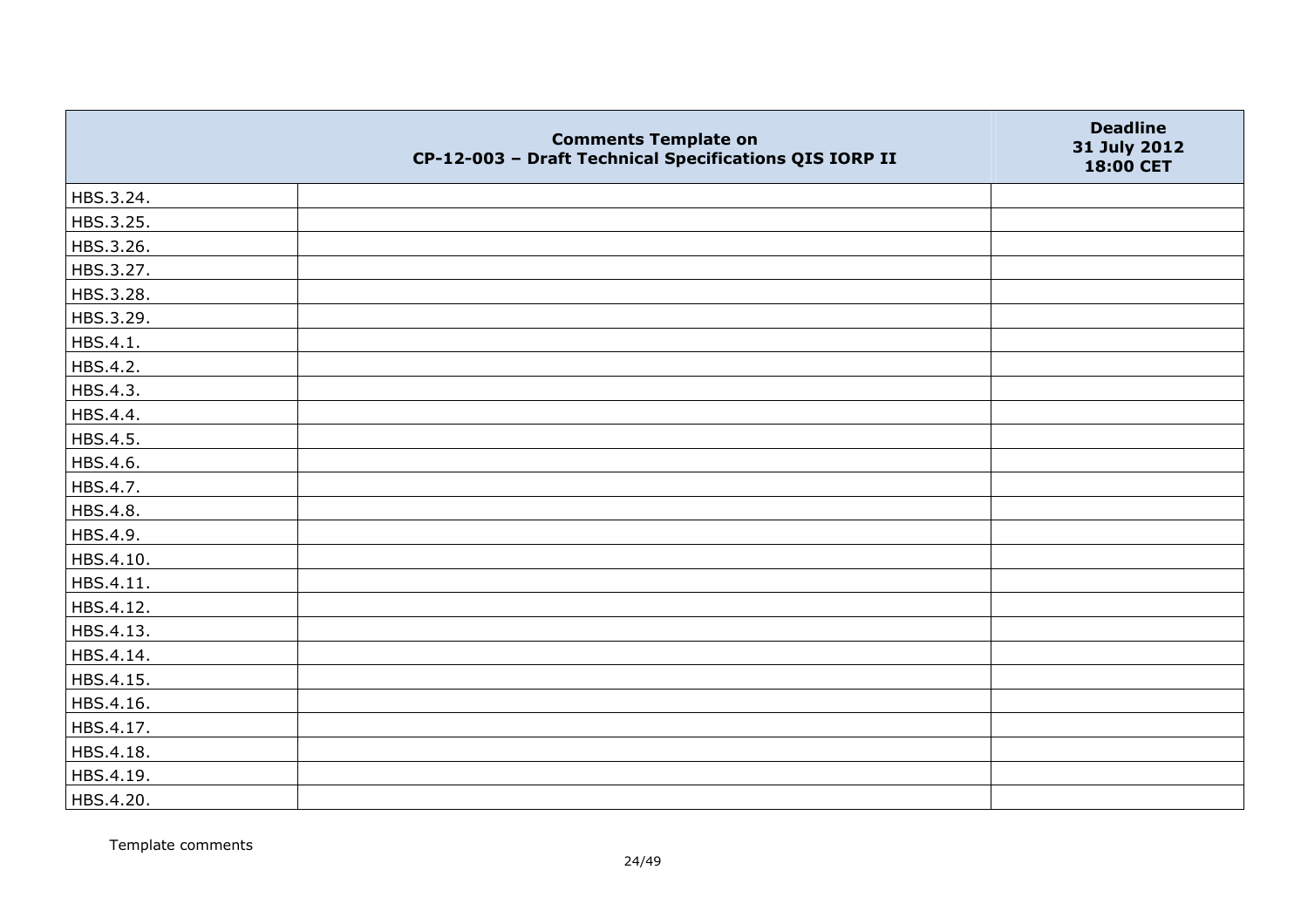|  | Comments Template on<br>CP-12-003 – Draft Technical Specifications QIS IORP II | Deadline<br>31 July 2012<br>18:00 CET |
|---|---|---|
| HBS.3.24. |  |  |
| HBS.3.25. |  |  |
| HBS.3.26. |  |  |
| HBS.3.27. |  |  |
| HBS.3.28. |  |  |
| HBS.3.29. |  |  |
| HBS.4.1. |  |  |
| HBS.4.2. |  |  |
| HBS.4.3. |  |  |
| HBS.4.4. |  |  |
| HBS.4.5. |  |  |
| HBS.4.6. |  |  |
| HBS.4.7. |  |  |
| HBS.4.8. |  |  |
| HBS.4.9. |  |  |
| HBS.4.10. |  |  |
| HBS.4.11. |  |  |
| HBS.4.12. |  |  |
| HBS.4.13. |  |  |
| HBS.4.14. |  |  |
| HBS.4.15. |  |  |
| HBS.4.16. |  |  |
| HBS.4.17. |  |  |
| HBS.4.18. |  |  |
| HBS.4.19. |  |  |
| HBS.4.20. |  |  |

Template comments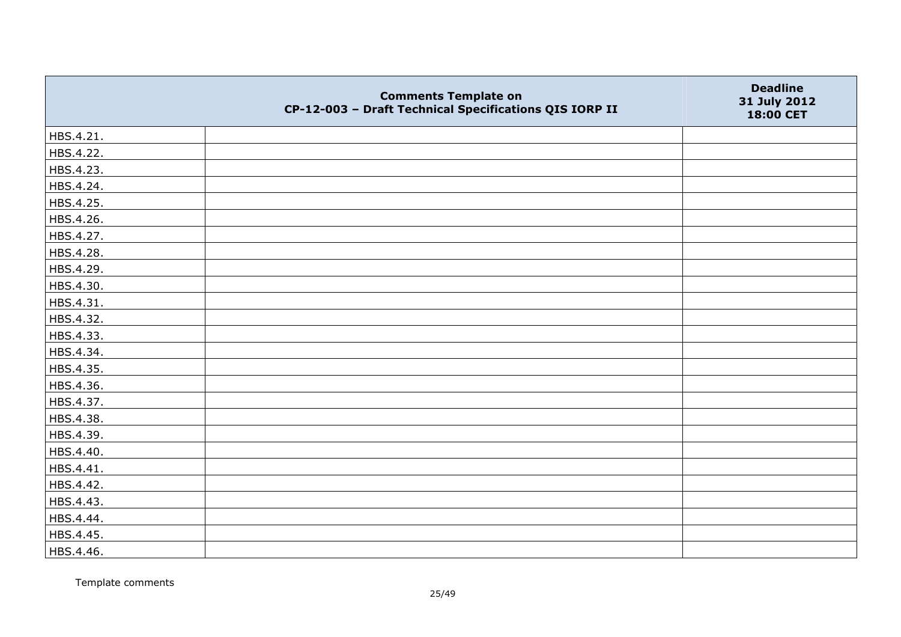|  | Comments Template on CP-12-003 – Draft Technical Specifications QIS IORP II | Deadline 31 July 2012 18:00 CET |
|---|---|---|
| HBS.4.21. |  |  |
| HBS.4.22. |  |  |
| HBS.4.23. |  |  |
| HBS.4.24. |  |  |
| HBS.4.25. |  |  |
| HBS.4.26. |  |  |
| HBS.4.27. |  |  |
| HBS.4.28. |  |  |
| HBS.4.29. |  |  |
| HBS.4.30. |  |  |
| HBS.4.31. |  |  |
| HBS.4.32. |  |  |
| HBS.4.33. |  |  |
| HBS.4.34. |  |  |
| HBS.4.35. |  |  |
| HBS.4.36. |  |  |
| HBS.4.37. |  |  |
| HBS.4.38. |  |  |
| HBS.4.39. |  |  |
| HBS.4.40. |  |  |
| HBS.4.41. |  |  |
| HBS.4.42. |  |  |
| HBS.4.43. |  |  |
| HBS.4.44. |  |  |
| HBS.4.45. |  |  |
| HBS.4.46. |  |  |

Template comments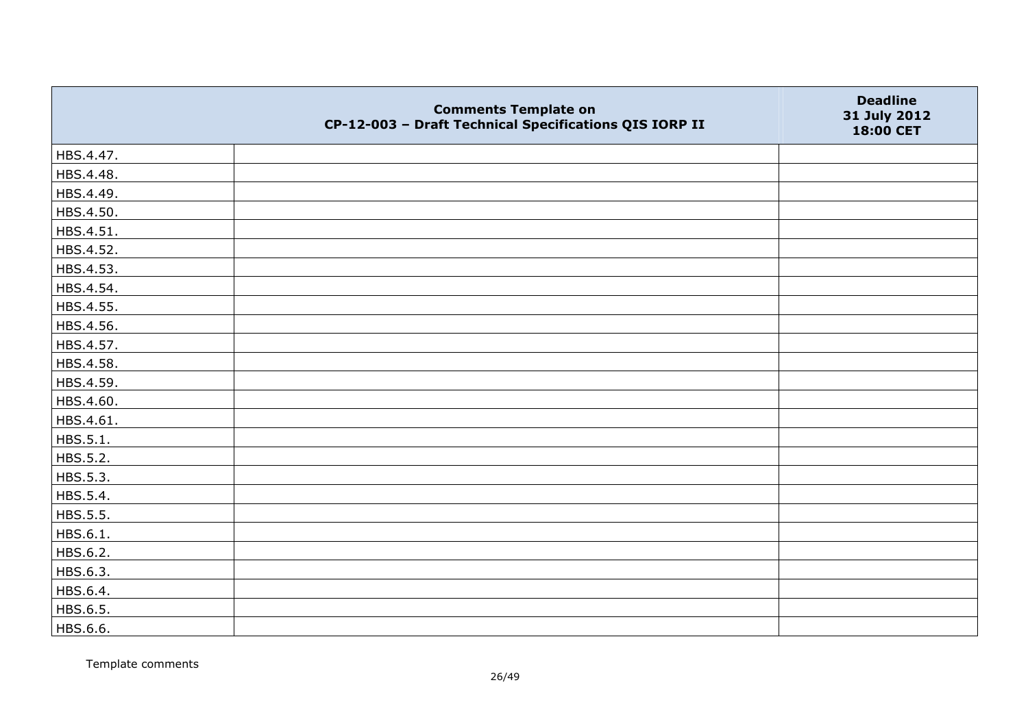| | Comments Template on CP-12-003 – Draft Technical Specifications QIS IORP II | Deadline 31 July 2012 18:00 CET |
|---|---|---|
| HBS.4.47. | | |
| HBS.4.48. | | |
| HBS.4.49. | | |
| HBS.4.50. | | |
| HBS.4.51. | | |
| HBS.4.52. | | |
| HBS.4.53. | | |
| HBS.4.54. | | |
| HBS.4.55. | | |
| HBS.4.56. | | |
| HBS.4.57. | | |
| HBS.4.58. | | |
| HBS.4.59. | | |
| HBS.4.60. | | |
| HBS.4.61. | | |
| HBS.5.1. | | |
| HBS.5.2. | | |
| HBS.5.3. | | |
| HBS.5.4. | | |
| HBS.5.5. | | |
| HBS.6.1. | | |
| HBS.6.2. | | |
| HBS.6.3. | | |
| HBS.6.4. | | |
| HBS.6.5. | | |
| HBS.6.6. | | |

Template comments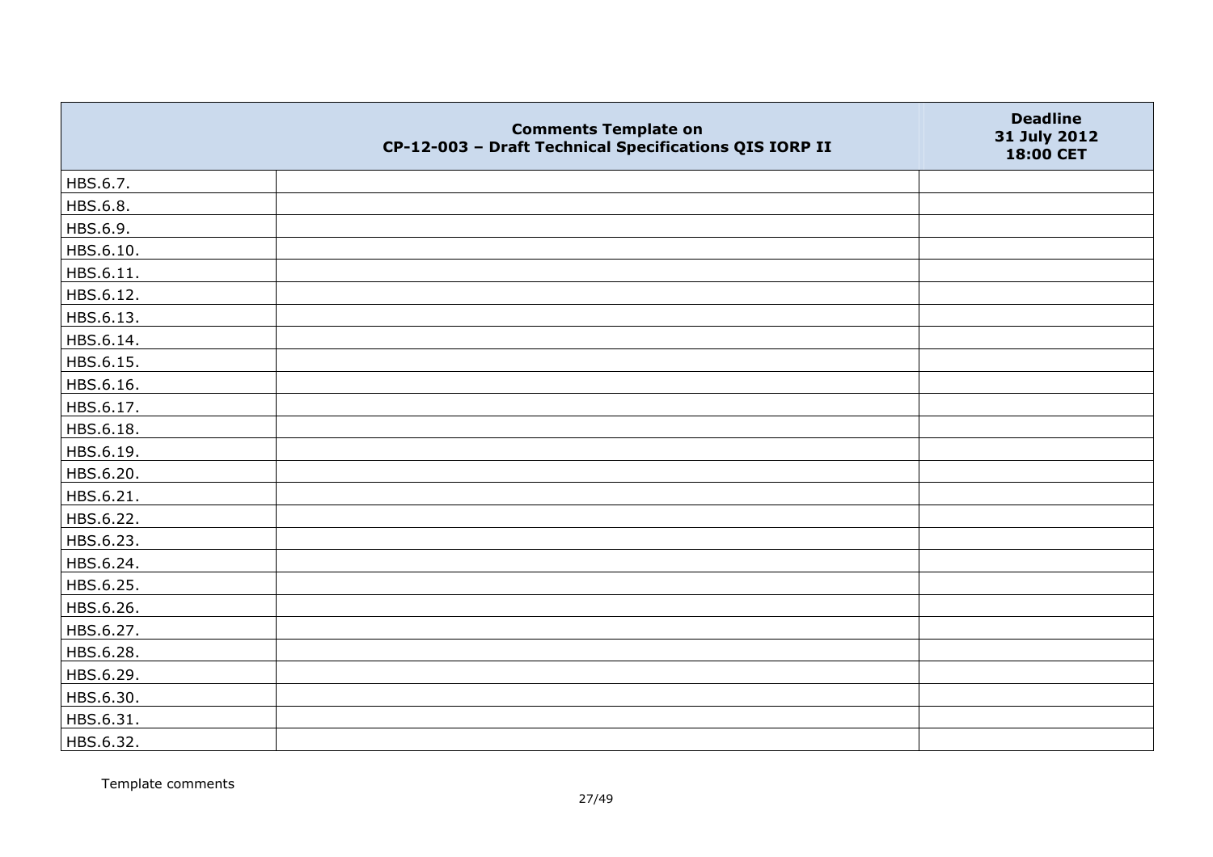| | Comments Template on CP-12-003 – Draft Technical Specifications QIS IORP II | Deadline 31 July 2012 18:00 CET |
|---|---|---|
| HBS.6.7. | | |
| HBS.6.8. | | |
| HBS.6.9. | | |
| HBS.6.10. | | |
| HBS.6.11. | | |
| HBS.6.12. | | |
| HBS.6.13. | | |
| HBS.6.14. | | |
| HBS.6.15. | | |
| HBS.6.16. | | |
| HBS.6.17. | | |
| HBS.6.18. | | |
| HBS.6.19. | | |
| HBS.6.20. | | |
| HBS.6.21. | | |
| HBS.6.22. | | |
| HBS.6.23. | | |
| HBS.6.24. | | |
| HBS.6.25. | | |
| HBS.6.26. | | |
| HBS.6.27. | | |
| HBS.6.28. | | |
| HBS.6.29. | | |
| HBS.6.30. | | |
| HBS.6.31. | | |
| HBS.6.32. | | |

Template comments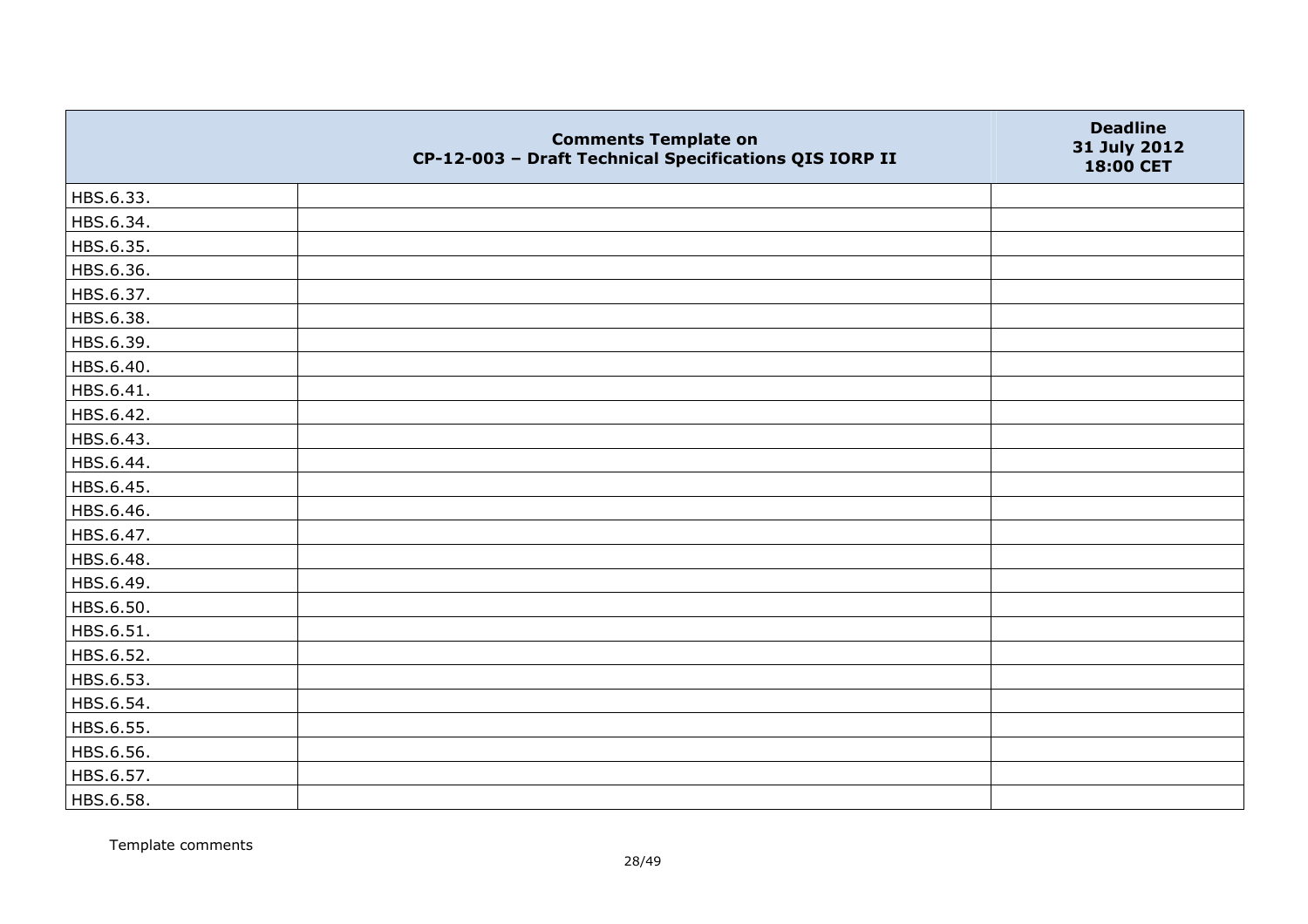| | Comments Template on CP-12-003 – Draft Technical Specifications QIS IORP II | Deadline 31 July 2012 18:00 CET |
|---|---|---|
| HBS.6.33. | | |
| HBS.6.34. | | |
| HBS.6.35. | | |
| HBS.6.36. | | |
| HBS.6.37. | | |
| HBS.6.38. | | |
| HBS.6.39. | | |
| HBS.6.40. | | |
| HBS.6.41. | | |
| HBS.6.42. | | |
| HBS.6.43. | | |
| HBS.6.44. | | |
| HBS.6.45. | | |
| HBS.6.46. | | |
| HBS.6.47. | | |
| HBS.6.48. | | |
| HBS.6.49. | | |
| HBS.6.50. | | |
| HBS.6.51. | | |
| HBS.6.52. | | |
| HBS.6.53. | | |
| HBS.6.54. | | |
| HBS.6.55. | | |
| HBS.6.56. | | |
| HBS.6.57. | | |
| HBS.6.58. | | |

Template comments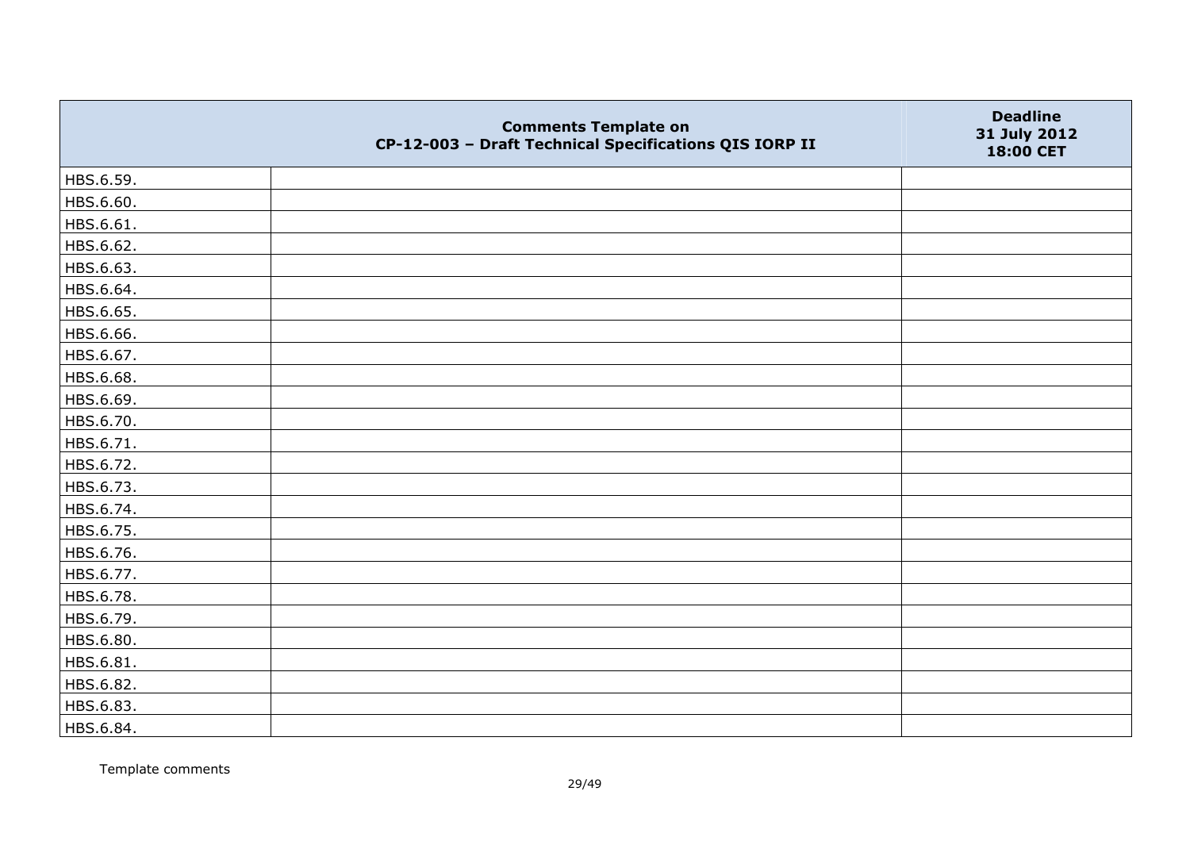| | Comments Template on CP-12-003 – Draft Technical Specifications QIS IORP II | Deadline 31 July 2012 18:00 CET |
|---|---|---|
| HBS.6.59. | | |
| HBS.6.60. | | |
| HBS.6.61. | | |
| HBS.6.62. | | |
| HBS.6.63. | | |
| HBS.6.64. | | |
| HBS.6.65. | | |
| HBS.6.66. | | |
| HBS.6.67. | | |
| HBS.6.68. | | |
| HBS.6.69. | | |
| HBS.6.70. | | |
| HBS.6.71. | | |
| HBS.6.72. | | |
| HBS.6.73. | | |
| HBS.6.74. | | |
| HBS.6.75. | | |
| HBS.6.76. | | |
| HBS.6.77. | | |
| HBS.6.78. | | |
| HBS.6.79. | | |
| HBS.6.80. | | |
| HBS.6.81. | | |
| HBS.6.82. | | |
| HBS.6.83. | | |
| HBS.6.84. | | |

Template comments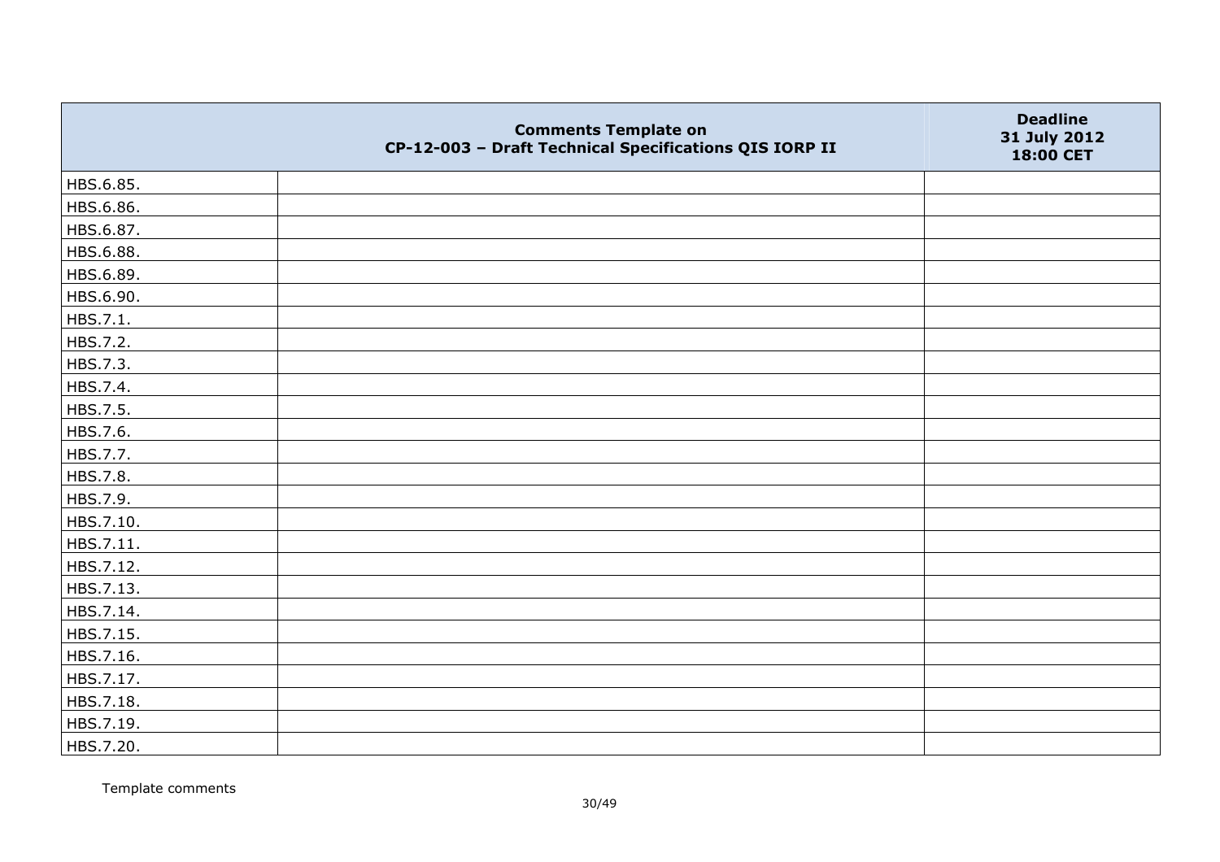| | Comments Template on CP-12-003 – Draft Technical Specifications QIS IORP II | Deadline 31 July 2012 18:00 CET |
|---|---|---|
| HBS.6.85. | | |
| HBS.6.86. | | |
| HBS.6.87. | | |
| HBS.6.88. | | |
| HBS.6.89. | | |
| HBS.6.90. | | |
| HBS.7.1. | | |
| HBS.7.2. | | |
| HBS.7.3. | | |
| HBS.7.4. | | |
| HBS.7.5. | | |
| HBS.7.6. | | |
| HBS.7.7. | | |
| HBS.7.8. | | |
| HBS.7.9. | | |
| HBS.7.10. | | |
| HBS.7.11. | | |
| HBS.7.12. | | |
| HBS.7.13. | | |
| HBS.7.14. | | |
| HBS.7.15. | | |
| HBS.7.16. | | |
| HBS.7.17. | | |
| HBS.7.18. | | |
| HBS.7.19. | | |
| HBS.7.20. | | |

Template comments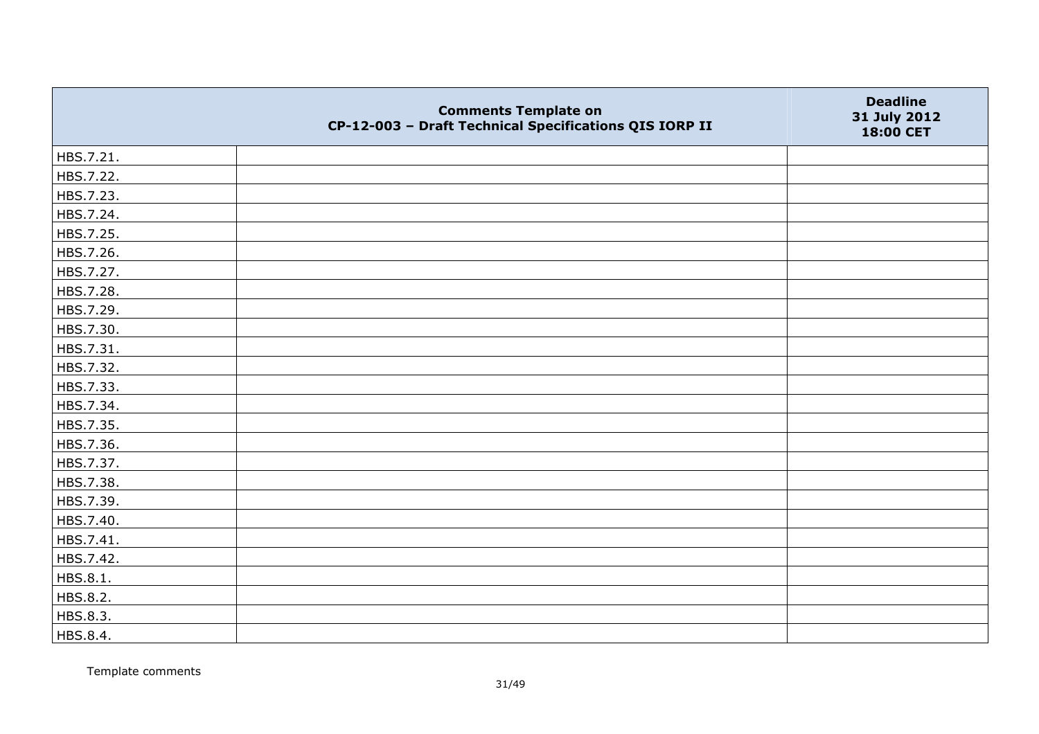|  | Comments Template on CP-12-003 – Draft Technical Specifications QIS IORP II | Deadline 31 July 2012 18:00 CET |
|---|---|---|
| HBS.7.21. | | |
| HBS.7.22. | | |
| HBS.7.23. | | |
| HBS.7.24. | | |
| HBS.7.25. | | |
| HBS.7.26. | | |
| HBS.7.27. | | |
| HBS.7.28. | | |
| HBS.7.29. | | |
| HBS.7.30. | | |
| HBS.7.31. | | |
| HBS.7.32. | | |
| HBS.7.33. | | |
| HBS.7.34. | | |
| HBS.7.35. | | |
| HBS.7.36. | | |
| HBS.7.37. | | |
| HBS.7.38. | | |
| HBS.7.39. | | |
| HBS.7.40. | | |
| HBS.7.41. | | |
| HBS.7.42. | | |
| HBS.8.1. | | |
| HBS.8.2. | | |
| HBS.8.3. | | |
| HBS.8.4. | | |

Template comments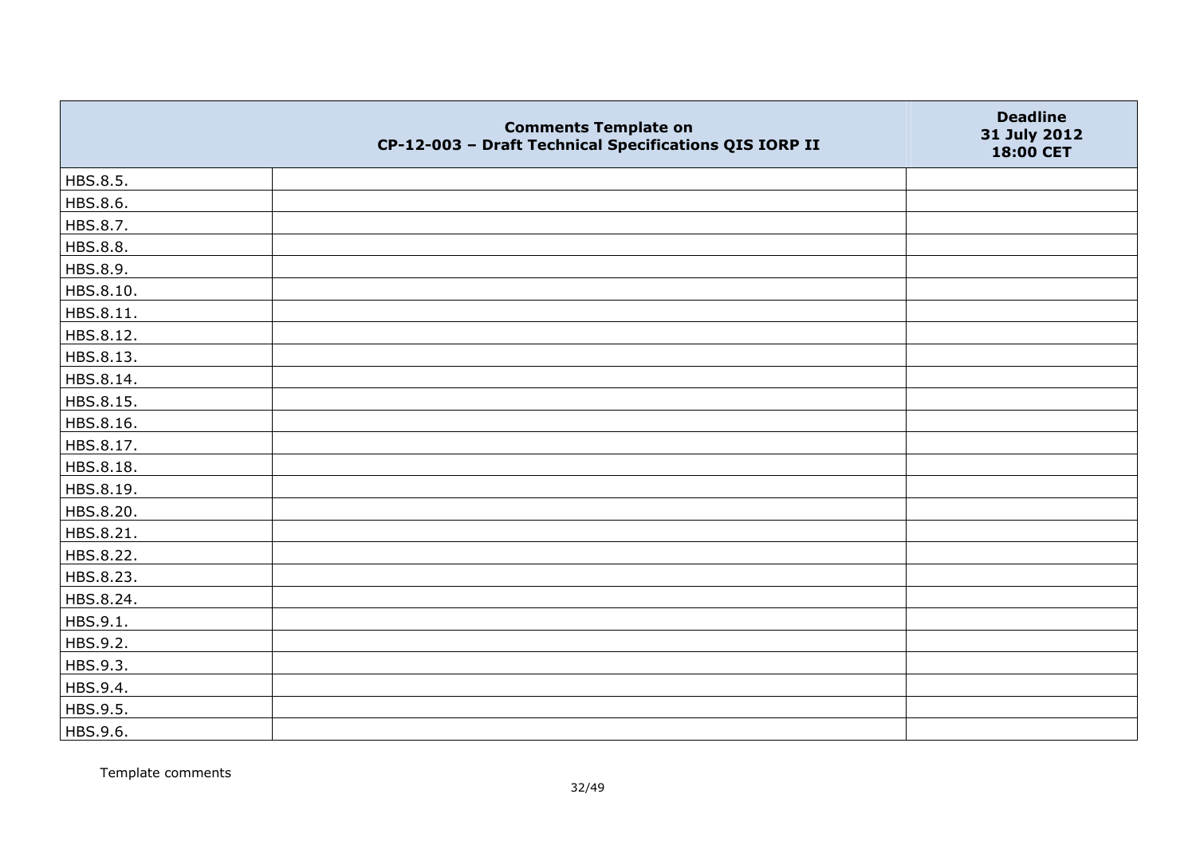| | Comments Template on CP-12-003 – Draft Technical Specifications QIS IORP II | Deadline 31 July 2012 18:00 CET |
|---|---|---|
| HBS.8.5. | | |
| HBS.8.6. | | |
| HBS.8.7. | | |
| HBS.8.8. | | |
| HBS.8.9. | | |
| HBS.8.10. | | |
| HBS.8.11. | | |
| HBS.8.12. | | |
| HBS.8.13. | | |
| HBS.8.14. | | |
| HBS.8.15. | | |
| HBS.8.16. | | |
| HBS.8.17. | | |
| HBS.8.18. | | |
| HBS.8.19. | | |
| HBS.8.20. | | |
| HBS.8.21. | | |
| HBS.8.22. | | |
| HBS.8.23. | | |
| HBS.8.24. | | |
| HBS.9.1. | | |
| HBS.9.2. | | |
| HBS.9.3. | | |
| HBS.9.4. | | |
| HBS.9.5. | | |
| HBS.9.6. | | |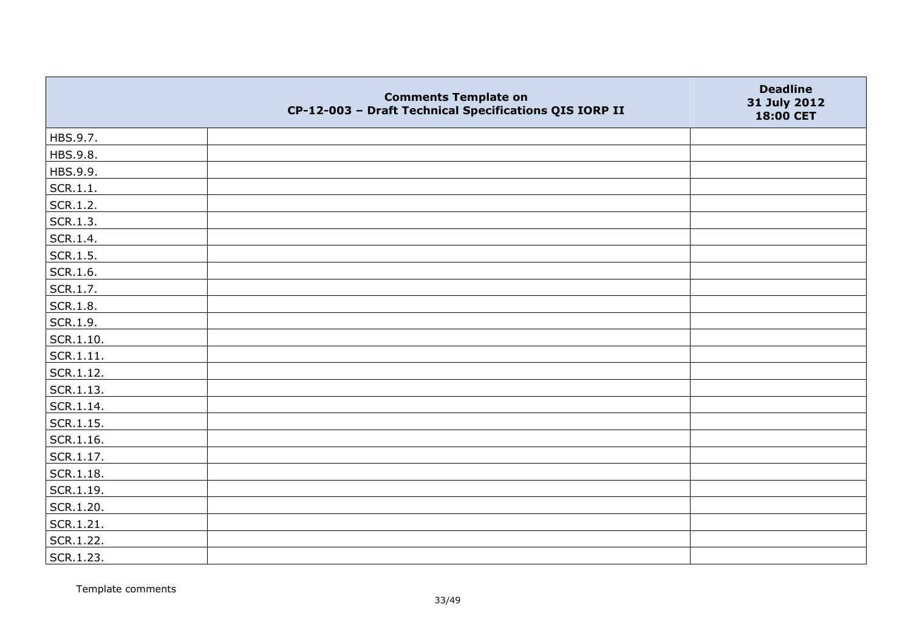| | Comments Template on CP-12-003 – Draft Technical Specifications QIS IORP II | Deadline 31 July 2012 18:00 CET |
|---|---|---|
| HBS.9.7. | | |
| HBS.9.8. | | |
| HBS.9.9. | | |
| SCR.1.1. | | |
| SCR.1.2. | | |
| SCR.1.3. | | |
| SCR.1.4. | | |
| SCR.1.5. | | |
| SCR.1.6. | | |
| SCR.1.7. | | |
| SCR.1.8. | | |
| SCR.1.9. | | |
| SCR.1.10. | | |
| SCR.1.11. | | |
| SCR.1.12. | | |
| SCR.1.13. | | |
| SCR.1.14. | | |
| SCR.1.15. | | |
| SCR.1.16. | | |
| SCR.1.17. | | |
| SCR.1.18. | | |
| SCR.1.19. | | |
| SCR.1.20. | | |
| SCR.1.21. | | |
| SCR.1.22. | | |
| SCR.1.23. | | |

Template comments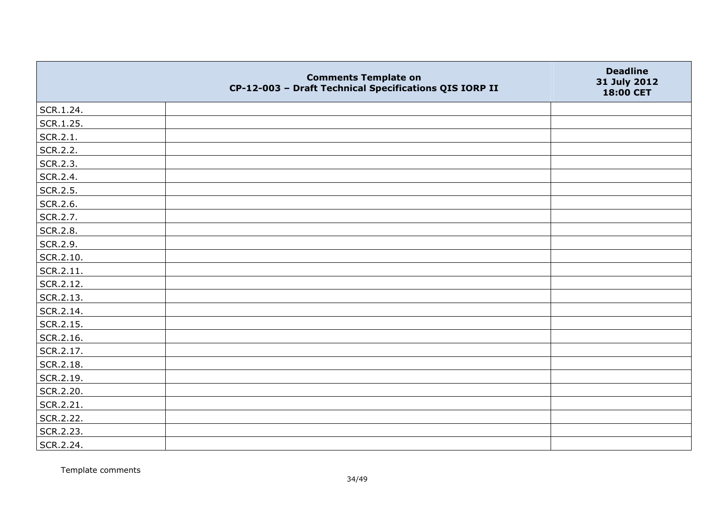|  | Comments Template on<br>CP-12-003 – Draft Technical Specifications QIS IORP II | Deadline<br>31 July 2012<br>18:00 CET |
|---|---|---|
| SCR.1.24. |  |  |
| SCR.1.25. |  |  |
| SCR.2.1. |  |  |
| SCR.2.2. |  |  |
| SCR.2.3. |  |  |
| SCR.2.4. |  |  |
| SCR.2.5. |  |  |
| SCR.2.6. |  |  |
| SCR.2.7. |  |  |
| SCR.2.8. |  |  |
| SCR.2.9. |  |  |
| SCR.2.10. |  |  |
| SCR.2.11. |  |  |
| SCR.2.12. |  |  |
| SCR.2.13. |  |  |
| SCR.2.14. |  |  |
| SCR.2.15. |  |  |
| SCR.2.16. |  |  |
| SCR.2.17. |  |  |
| SCR.2.18. |  |  |
| SCR.2.19. |  |  |
| SCR.2.20. |  |  |
| SCR.2.21. |  |  |
| SCR.2.22. |  |  |
| SCR.2.23. |  |  |
| SCR.2.24. |  |  |

Template comments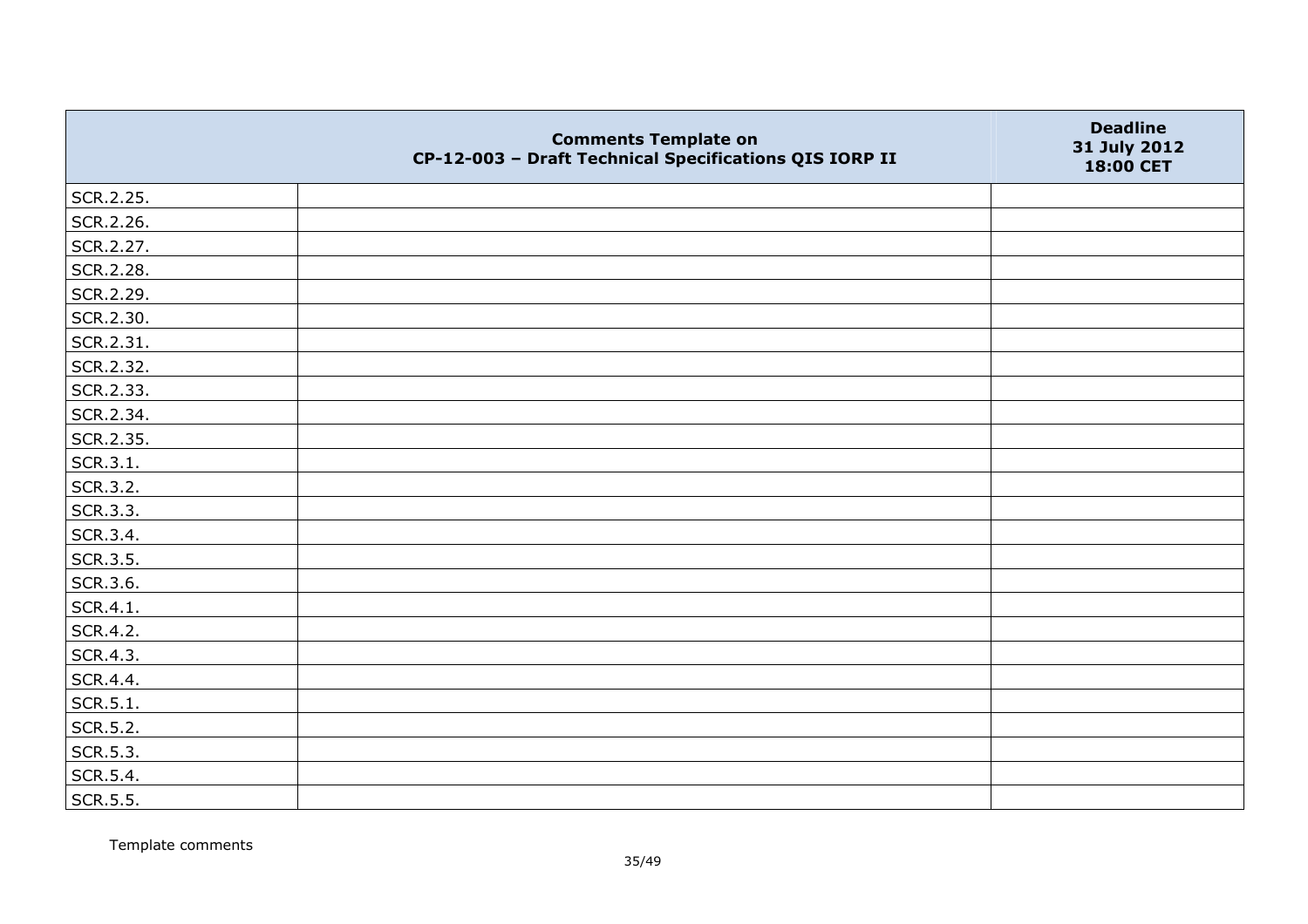| | Comments Template on CP-12-003 – Draft Technical Specifications QIS IORP II | Deadline 31 July 2012 18:00 CET |
|---|---|---|
| SCR.2.25. | | |
| SCR.2.26. | | |
| SCR.2.27. | | |
| SCR.2.28. | | |
| SCR.2.29. | | |
| SCR.2.30. | | |
| SCR.2.31. | | |
| SCR.2.32. | | |
| SCR.2.33. | | |
| SCR.2.34. | | |
| SCR.2.35. | | |
| SCR.3.1. | | |
| SCR.3.2. | | |
| SCR.3.3. | | |
| SCR.3.4. | | |
| SCR.3.5. | | |
| SCR.3.6. | | |
| SCR.4.1. | | |
| SCR.4.2. | | |
| SCR.4.3. | | |
| SCR.4.4. | | |
| SCR.5.1. | | |
| SCR.5.2. | | |
| SCR.5.3. | | |
| SCR.5.4. | | |
| SCR.5.5. | | |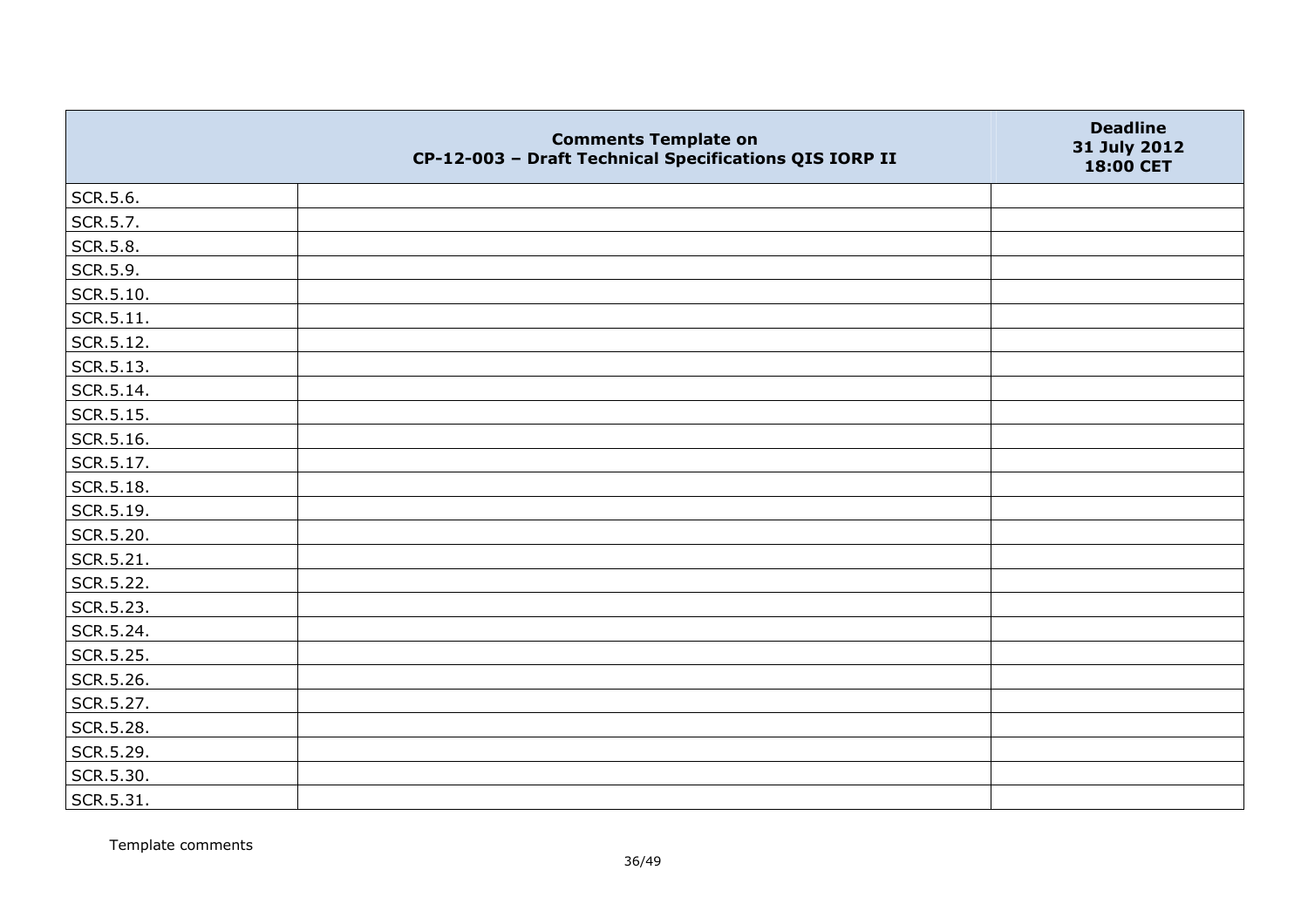| | Comments Template on CP-12-003 – Draft Technical Specifications QIS IORP II | Deadline 31 July 2012 18:00 CET |
|---|---|---|
| SCR.5.6. | | |
| SCR.5.7. | | |
| SCR.5.8. | | |
| SCR.5.9. | | |
| SCR.5.10. | | |
| SCR.5.11. | | |
| SCR.5.12. | | |
| SCR.5.13. | | |
| SCR.5.14. | | |
| SCR.5.15. | | |
| SCR.5.16. | | |
| SCR.5.17. | | |
| SCR.5.18. | | |
| SCR.5.19. | | |
| SCR.5.20. | | |
| SCR.5.21. | | |
| SCR.5.22. | | |
| SCR.5.23. | | |
| SCR.5.24. | | |
| SCR.5.25. | | |
| SCR.5.26. | | |
| SCR.5.27. | | |
| SCR.5.28. | | |
| SCR.5.29. | | |
| SCR.5.30. | | |
| SCR.5.31. | | |

Template comments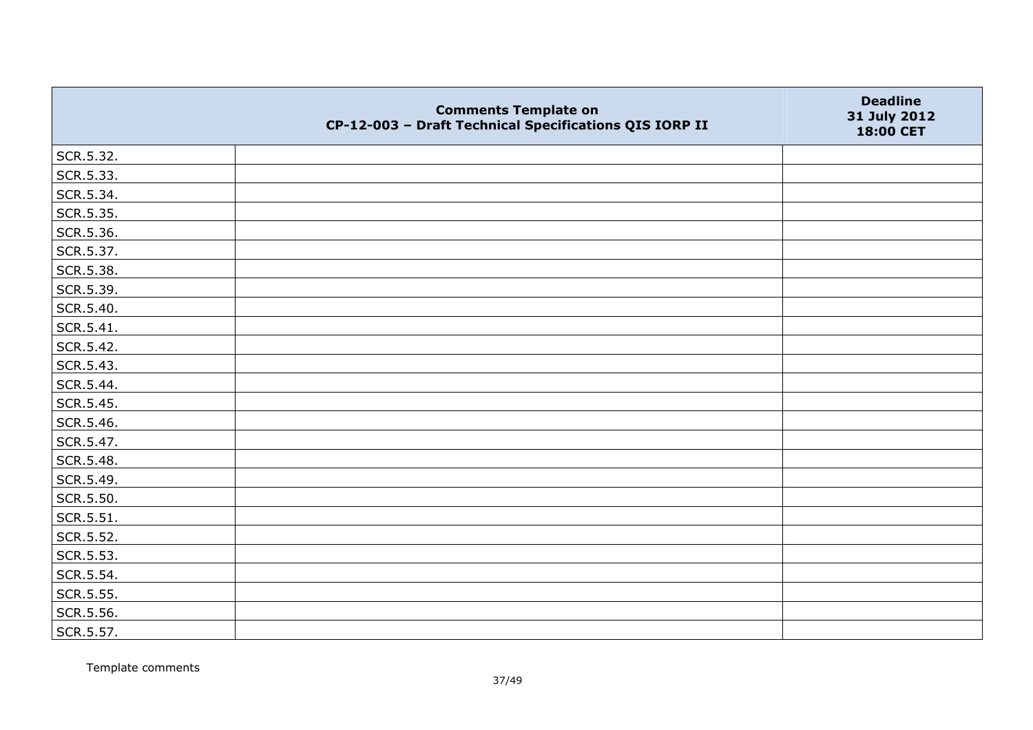| | Comments Template on CP-12-003 – Draft Technical Specifications QIS IORP II | Deadline 31 July 2012 18:00 CET |
|---|---|---|
| SCR.5.32. | | |
| SCR.5.33. | | |
| SCR.5.34. | | |
| SCR.5.35. | | |
| SCR.5.36. | | |
| SCR.5.37. | | |
| SCR.5.38. | | |
| SCR.5.39. | | |
| SCR.5.40. | | |
| SCR.5.41. | | |
| SCR.5.42. | | |
| SCR.5.43. | | |
| SCR.5.44. | | |
| SCR.5.45. | | |
| SCR.5.46. | | |
| SCR.5.47. | | |
| SCR.5.48. | | |
| SCR.5.49. | | |
| SCR.5.50. | | |
| SCR.5.51. | | |
| SCR.5.52. | | |
| SCR.5.53. | | |
| SCR.5.54. | | |
| SCR.5.55. | | |
| SCR.5.56. | | |
| SCR.5.57. | | |

Template comments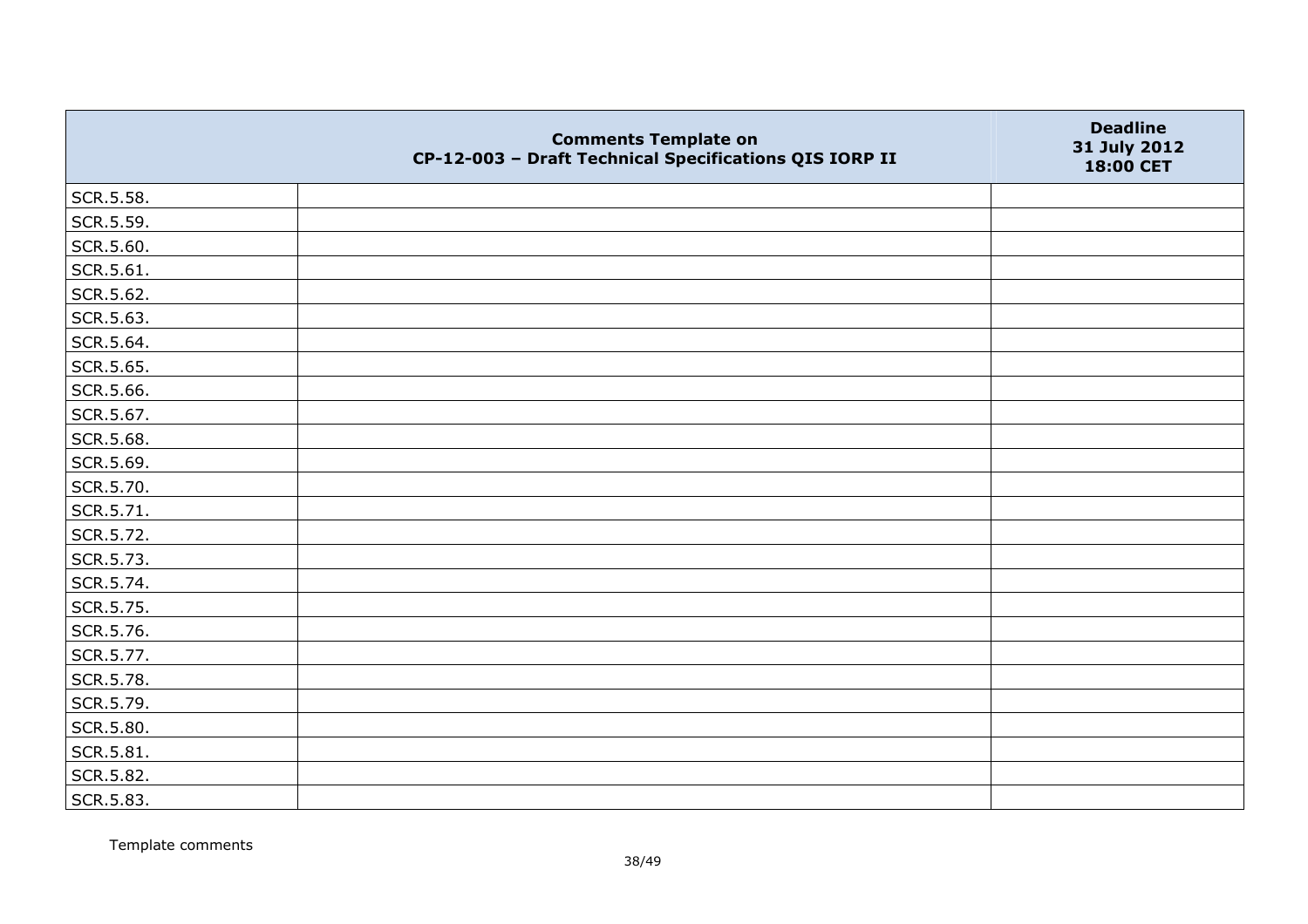| | Comments Template on CP-12-003 – Draft Technical Specifications QIS IORP II | Deadline 31 July 2012 18:00 CET |
|---|---|---|
| SCR.5.58. | | |
| SCR.5.59. | | |
| SCR.5.60. | | |
| SCR.5.61. | | |
| SCR.5.62. | | |
| SCR.5.63. | | |
| SCR.5.64. | | |
| SCR.5.65. | | |
| SCR.5.66. | | |
| SCR.5.67. | | |
| SCR.5.68. | | |
| SCR.5.69. | | |
| SCR.5.70. | | |
| SCR.5.71. | | |
| SCR.5.72. | | |
| SCR.5.73. | | |
| SCR.5.74. | | |
| SCR.5.75. | | |
| SCR.5.76. | | |
| SCR.5.77. | | |
| SCR.5.78. | | |
| SCR.5.79. | | |
| SCR.5.80. | | |
| SCR.5.81. | | |
| SCR.5.82. | | |
| SCR.5.83. | | |

Template comments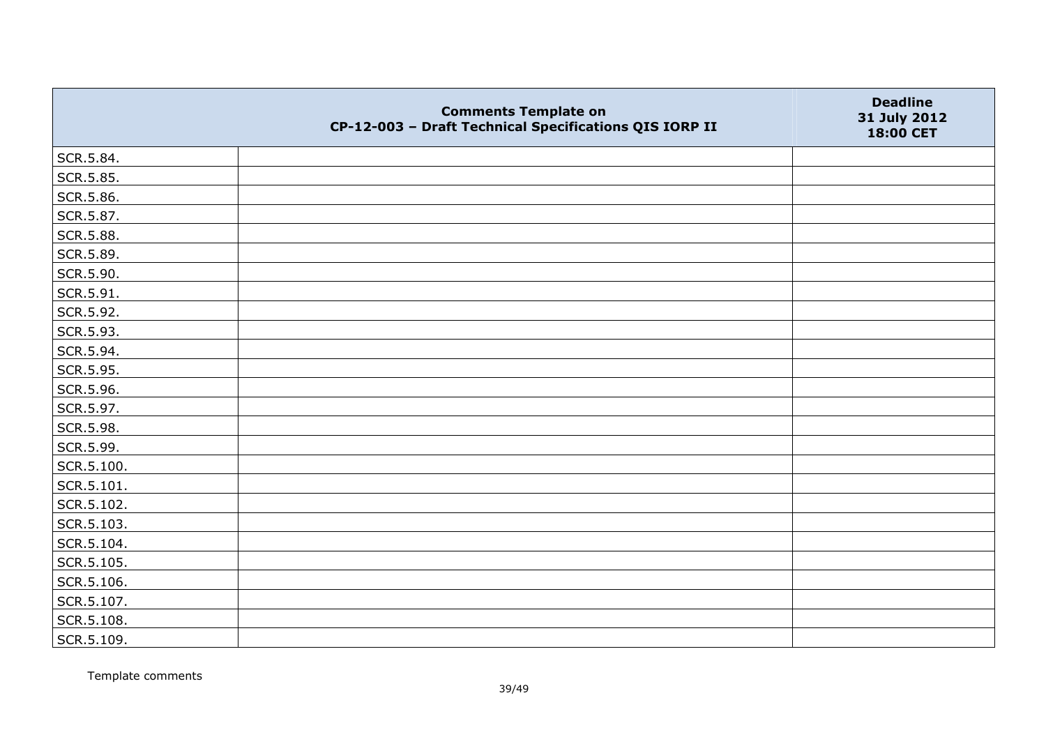| | Comments Template on CP-12-003 – Draft Technical Specifications QIS IORP II | Deadline 31 July 2012 18:00 CET |
|---|---|---|
| SCR.5.84. | | |
| SCR.5.85. | | |
| SCR.5.86. | | |
| SCR.5.87. | | |
| SCR.5.88. | | |
| SCR.5.89. | | |
| SCR.5.90. | | |
| SCR.5.91. | | |
| SCR.5.92. | | |
| SCR.5.93. | | |
| SCR.5.94. | | |
| SCR.5.95. | | |
| SCR.5.96. | | |
| SCR.5.97. | | |
| SCR.5.98. | | |
| SCR.5.99. | | |
| SCR.5.100. | | |
| SCR.5.101. | | |
| SCR.5.102. | | |
| SCR.5.103. | | |
| SCR.5.104. | | |
| SCR.5.105. | | |
| SCR.5.106. | | |
| SCR.5.107. | | |
| SCR.5.108. | | |
| SCR.5.109. | | |

Template comments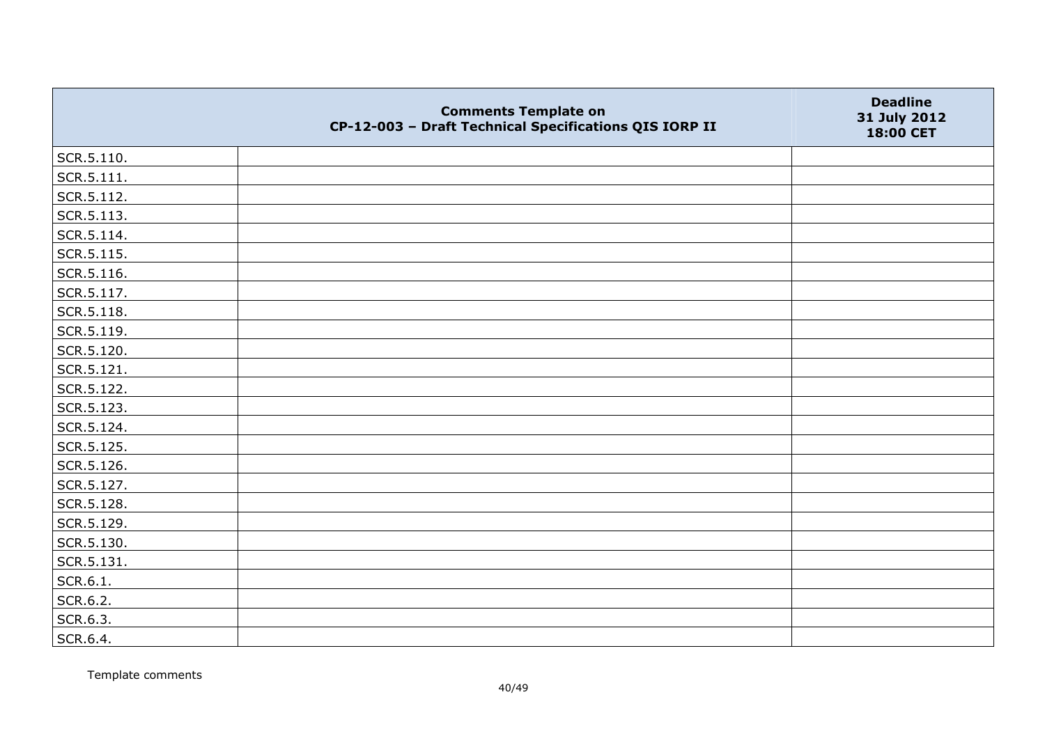| | Comments Template on CP-12-003 – Draft Technical Specifications QIS IORP II | Deadline 31 July 2012 18:00 CET |
|---|---|---|
| SCR.5.110. | | |
| SCR.5.111. | | |
| SCR.5.112. | | |
| SCR.5.113. | | |
| SCR.5.114. | | |
| SCR.5.115. | | |
| SCR.5.116. | | |
| SCR.5.117. | | |
| SCR.5.118. | | |
| SCR.5.119. | | |
| SCR.5.120. | | |
| SCR.5.121. | | |
| SCR.5.122. | | |
| SCR.5.123. | | |
| SCR.5.124. | | |
| SCR.5.125. | | |
| SCR.5.126. | | |
| SCR.5.127. | | |
| SCR.5.128. | | |
| SCR.5.129. | | |
| SCR.5.130. | | |
| SCR.5.131. | | |
| SCR.6.1. | | |
| SCR.6.2. | | |
| SCR.6.3. | | |
| SCR.6.4. | | |

Template comments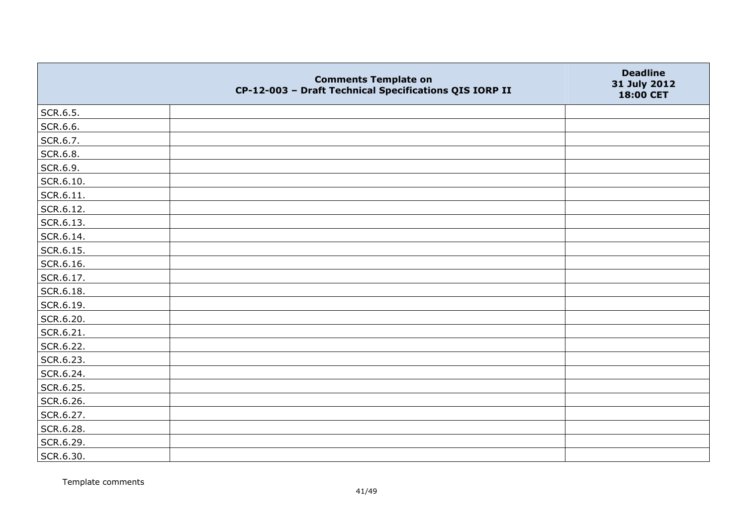|  | Comments Template on CP-12-003 – Draft Technical Specifications QIS IORP II | Deadline 31 July 2012 18:00 CET |
|---|---|---|
| SCR.6.5. |  |  |
| SCR.6.6. |  |  |
| SCR.6.7. |  |  |
| SCR.6.8. |  |  |
| SCR.6.9. |  |  |
| SCR.6.10. |  |  |
| SCR.6.11. |  |  |
| SCR.6.12. |  |  |
| SCR.6.13. |  |  |
| SCR.6.14. |  |  |
| SCR.6.15. |  |  |
| SCR.6.16. |  |  |
| SCR.6.17. |  |  |
| SCR.6.18. |  |  |
| SCR.6.19. |  |  |
| SCR.6.20. |  |  |
| SCR.6.21. |  |  |
| SCR.6.22. |  |  |
| SCR.6.23. |  |  |
| SCR.6.24. |  |  |
| SCR.6.25. |  |  |
| SCR.6.26. |  |  |
| SCR.6.27. |  |  |
| SCR.6.28. |  |  |
| SCR.6.29. |  |  |
| SCR.6.30. |  |  |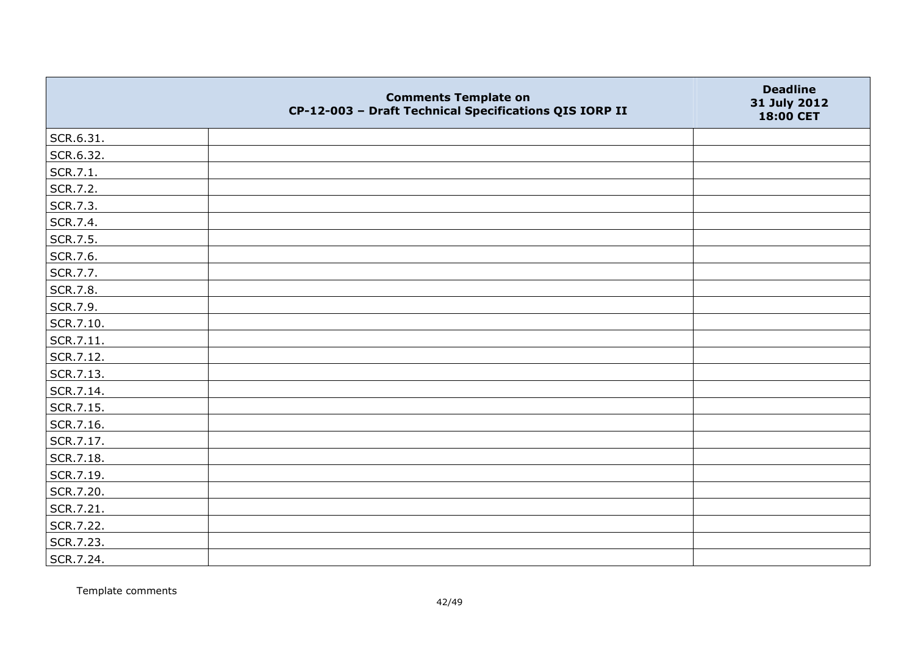| | Comments Template on CP-12-003 – Draft Technical Specifications QIS IORP II | Deadline 31 July 2012 18:00 CET |
|---|---|---|
| SCR.6.31. | | |
| SCR.6.32. | | |
| SCR.7.1. | | |
| SCR.7.2. | | |
| SCR.7.3. | | |
| SCR.7.4. | | |
| SCR.7.5. | | |
| SCR.7.6. | | |
| SCR.7.7. | | |
| SCR.7.8. | | |
| SCR.7.9. | | |
| SCR.7.10. | | |
| SCR.7.11. | | |
| SCR.7.12. | | |
| SCR.7.13. | | |
| SCR.7.14. | | |
| SCR.7.15. | | |
| SCR.7.16. | | |
| SCR.7.17. | | |
| SCR.7.18. | | |
| SCR.7.19. | | |
| SCR.7.20. | | |
| SCR.7.21. | | |
| SCR.7.22. | | |
| SCR.7.23. | | |
| SCR.7.24. | | |

Template comments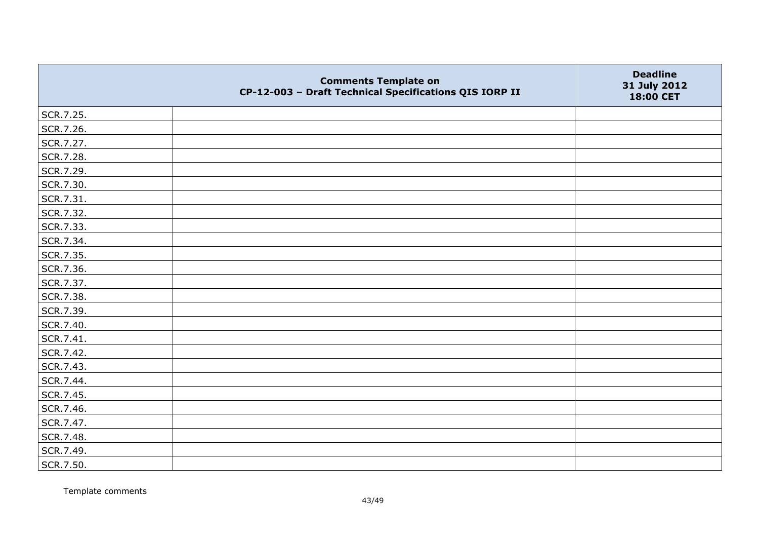| | Comments Template on CP-12-003 – Draft Technical Specifications QIS IORP II | Deadline 31 July 2012 18:00 CET |
|---|---|---|
| SCR.7.25. | | |
| SCR.7.26. | | |
| SCR.7.27. | | |
| SCR.7.28. | | |
| SCR.7.29. | | |
| SCR.7.30. | | |
| SCR.7.31. | | |
| SCR.7.32. | | |
| SCR.7.33. | | |
| SCR.7.34. | | |
| SCR.7.35. | | |
| SCR.7.36. | | |
| SCR.7.37. | | |
| SCR.7.38. | | |
| SCR.7.39. | | |
| SCR.7.40. | | |
| SCR.7.41. | | |
| SCR.7.42. | | |
| SCR.7.43. | | |
| SCR.7.44. | | |
| SCR.7.45. | | |
| SCR.7.46. | | |
| SCR.7.47. | | |
| SCR.7.48. | | |
| SCR.7.49. | | |
| SCR.7.50. | | |

Template comments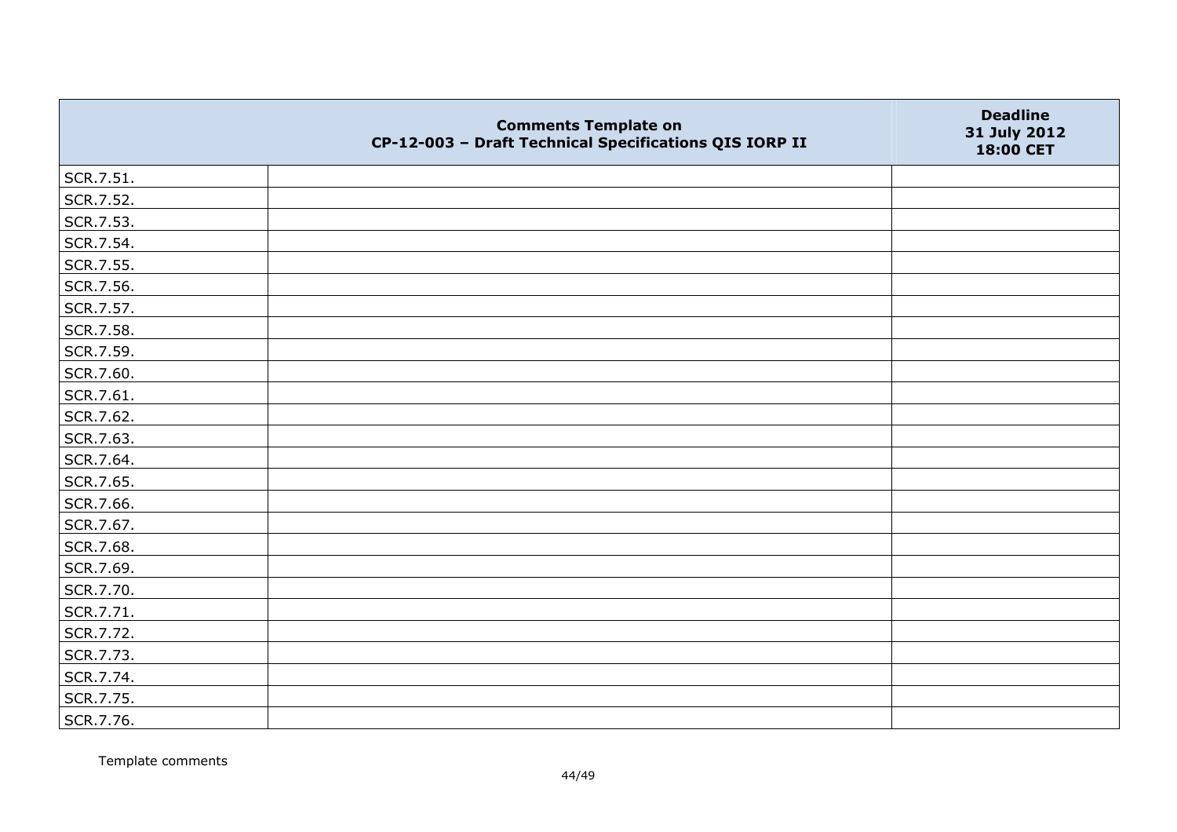| | Comments Template on<br>CP-12-003 – Draft Technical Specifications QIS IORP II | Deadline<br>31 July 2012<br>18:00 CET |
|---|---|---|
| SCR.7.51. | | |
| SCR.7.52. | | |
| SCR.7.53. | | |
| SCR.7.54. | | |
| SCR.7.55. | | |
| SCR.7.56. | | |
| SCR.7.57. | | |
| SCR.7.58. | | |
| SCR.7.59. | | |
| SCR.7.60. | | |
| SCR.7.61. | | |
| SCR.7.62. | | |
| SCR.7.63. | | |
| SCR.7.64. | | |
| SCR.7.65. | | |
| SCR.7.66. | | |
| SCR.7.67. | | |
| SCR.7.68. | | |
| SCR.7.69. | | |
| SCR.7.70. | | |
| SCR.7.71. | | |
| SCR.7.72. | | |
| SCR.7.73. | | |
| SCR.7.74. | | |
| SCR.7.75. | | |
| SCR.7.76. | | |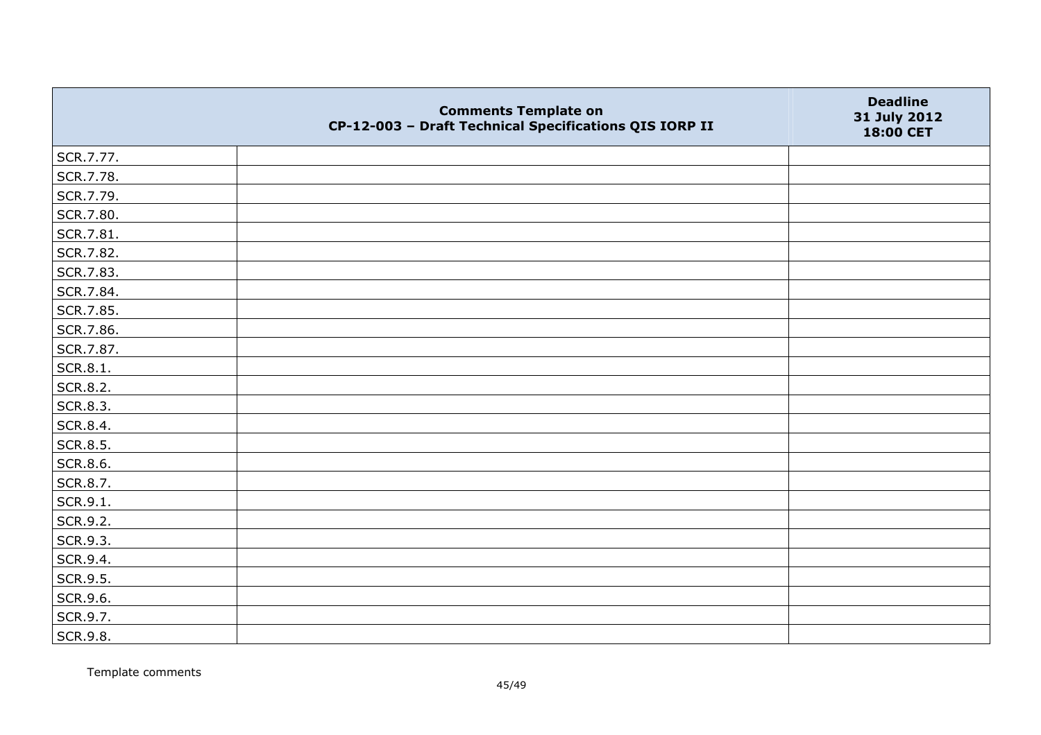| | Comments Template on CP-12-003 – Draft Technical Specifications QIS IORP II | Deadline 31 July 2012 18:00 CET |
|---|---|---|
| SCR.7.77. | | |
| SCR.7.78. | | |
| SCR.7.79. | | |
| SCR.7.80. | | |
| SCR.7.81. | | |
| SCR.7.82. | | |
| SCR.7.83. | | |
| SCR.7.84. | | |
| SCR.7.85. | | |
| SCR.7.86. | | |
| SCR.7.87. | | |
| SCR.8.1. | | |
| SCR.8.2. | | |
| SCR.8.3. | | |
| SCR.8.4. | | |
| SCR.8.5. | | |
| SCR.8.6. | | |
| SCR.8.7. | | |
| SCR.9.1. | | |
| SCR.9.2. | | |
| SCR.9.3. | | |
| SCR.9.4. | | |
| SCR.9.5. | | |
| SCR.9.6. | | |
| SCR.9.7. | | |
| SCR.9.8. | | |

Template comments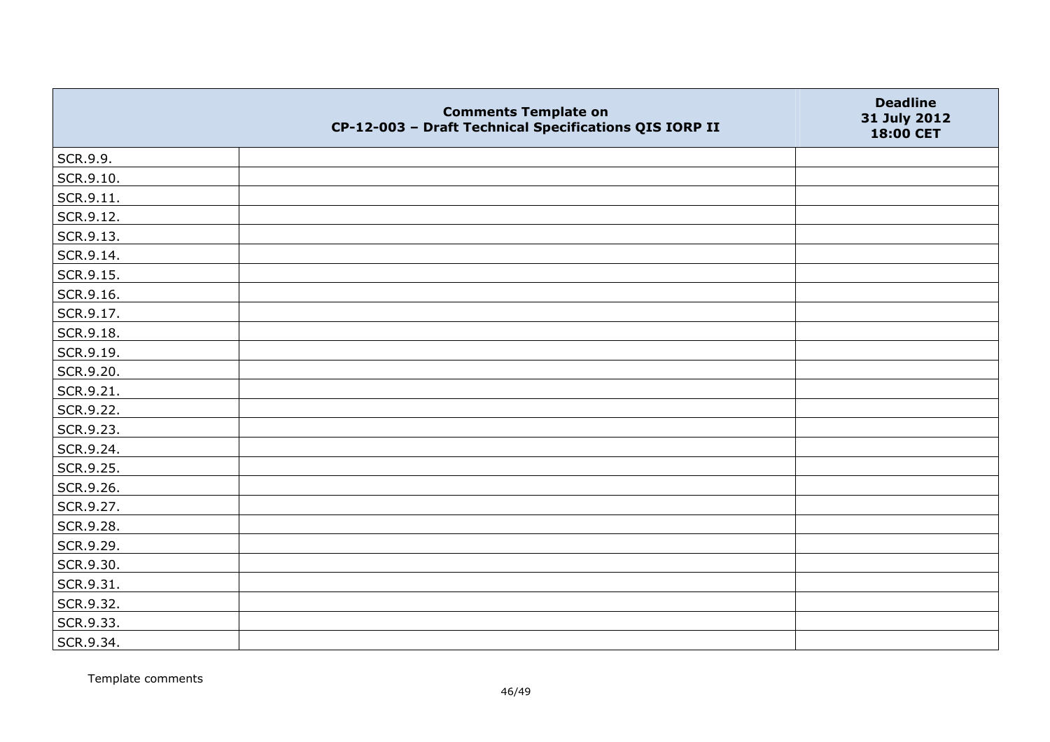| | Comments Template on CP-12-003 – Draft Technical Specifications QIS IORP II | Deadline 31 July 2012 18:00 CET |
|---|---|---|
| SCR.9.9. | | |
| SCR.9.10. | | |
| SCR.9.11. | | |
| SCR.9.12. | | |
| SCR.9.13. | | |
| SCR.9.14. | | |
| SCR.9.15. | | |
| SCR.9.16. | | |
| SCR.9.17. | | |
| SCR.9.18. | | |
| SCR.9.19. | | |
| SCR.9.20. | | |
| SCR.9.21. | | |
| SCR.9.22. | | |
| SCR.9.23. | | |
| SCR.9.24. | | |
| SCR.9.25. | | |
| SCR.9.26. | | |
| SCR.9.27. | | |
| SCR.9.28. | | |
| SCR.9.29. | | |
| SCR.9.30. | | |
| SCR.9.31. | | |
| SCR.9.32. | | |
| SCR.9.33. | | |
| SCR.9.34. | | |

Template comments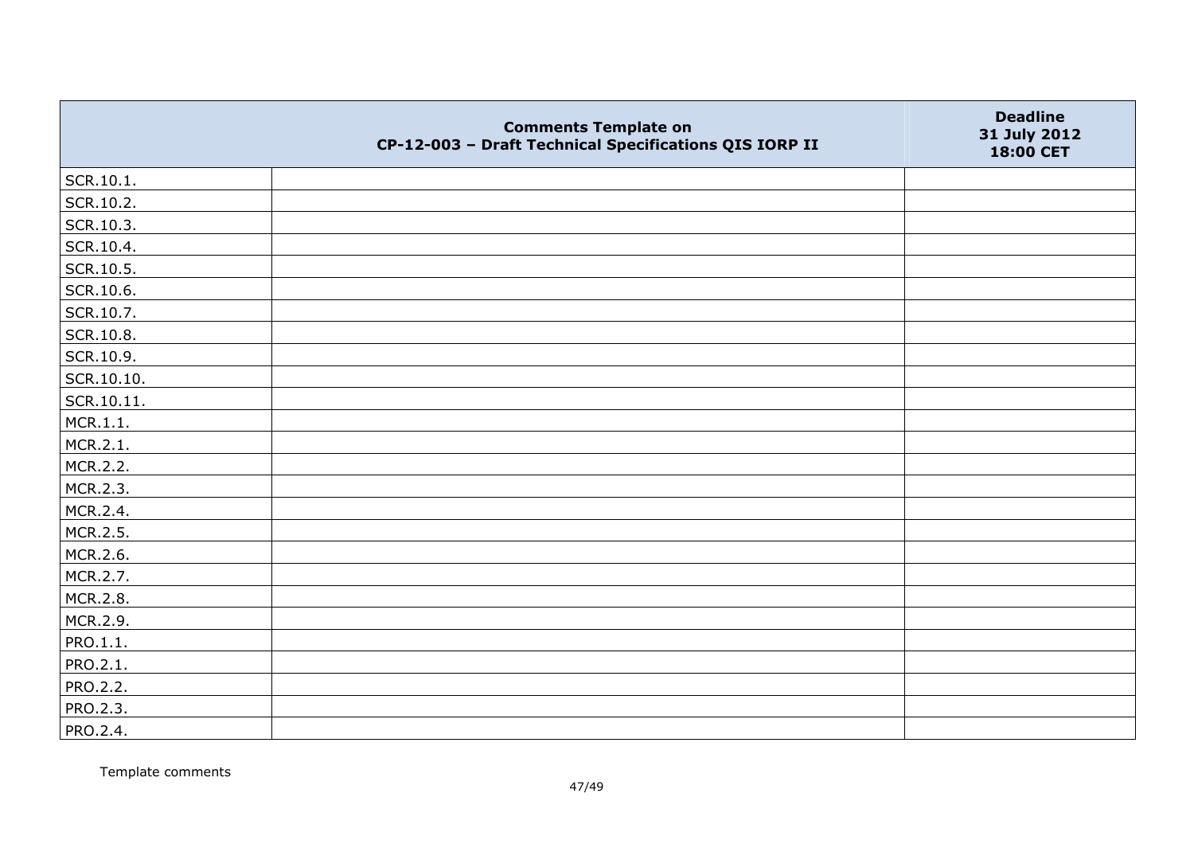| | Comments Template on CP-12-003 – Draft Technical Specifications QIS IORP II | Deadline 31 July 2012 18:00 CET |
|---|---|---|
| SCR.10.1. | | |
| SCR.10.2. | | |
| SCR.10.3. | | |
| SCR.10.4. | | |
| SCR.10.5. | | |
| SCR.10.6. | | |
| SCR.10.7. | | |
| SCR.10.8. | | |
| SCR.10.9. | | |
| SCR.10.10. | | |
| SCR.10.11. | | |
| MCR.1.1. | | |
| MCR.2.1. | | |
| MCR.2.2. | | |
| MCR.2.3. | | |
| MCR.2.4. | | |
| MCR.2.5. | | |
| MCR.2.6. | | |
| MCR.2.7. | | |
| MCR.2.8. | | |
| MCR.2.9. | | |
| PRO.1.1. | | |
| PRO.2.1. | | |
| PRO.2.2. | | |
| PRO.2.3. | | |
| PRO.2.4. | | |

Template comments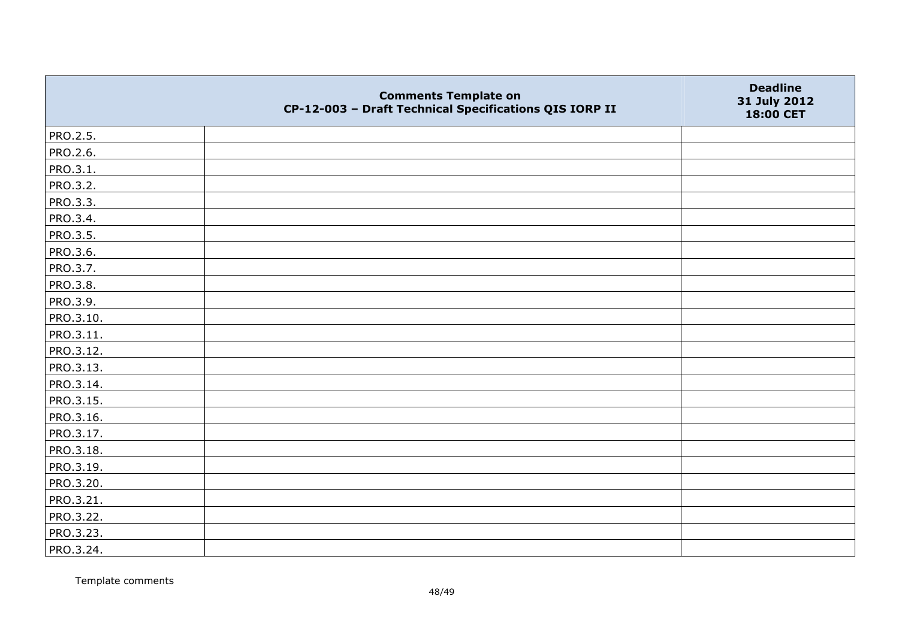|  | Comments Template on CP-12-003 – Draft Technical Specifications QIS IORP II | Deadline 31 July 2012 18:00 CET |
| --- | --- | --- |
| PRO.2.5. |  |  |
| PRO.2.6. |  |  |
| PRO.3.1. |  |  |
| PRO.3.2. |  |  |
| PRO.3.3. |  |  |
| PRO.3.4. |  |  |
| PRO.3.5. |  |  |
| PRO.3.6. |  |  |
| PRO.3.7. |  |  |
| PRO.3.8. |  |  |
| PRO.3.9. |  |  |
| PRO.3.10. |  |  |
| PRO.3.11. |  |  |
| PRO.3.12. |  |  |
| PRO.3.13. |  |  |
| PRO.3.14. |  |  |
| PRO.3.15. |  |  |
| PRO.3.16. |  |  |
| PRO.3.17. |  |  |
| PRO.3.18. |  |  |
| PRO.3.19. |  |  |
| PRO.3.20. |  |  |
| PRO.3.21. |  |  |
| PRO.3.22. |  |  |
| PRO.3.23. |  |  |
| PRO.3.24. |  |  |

Template comments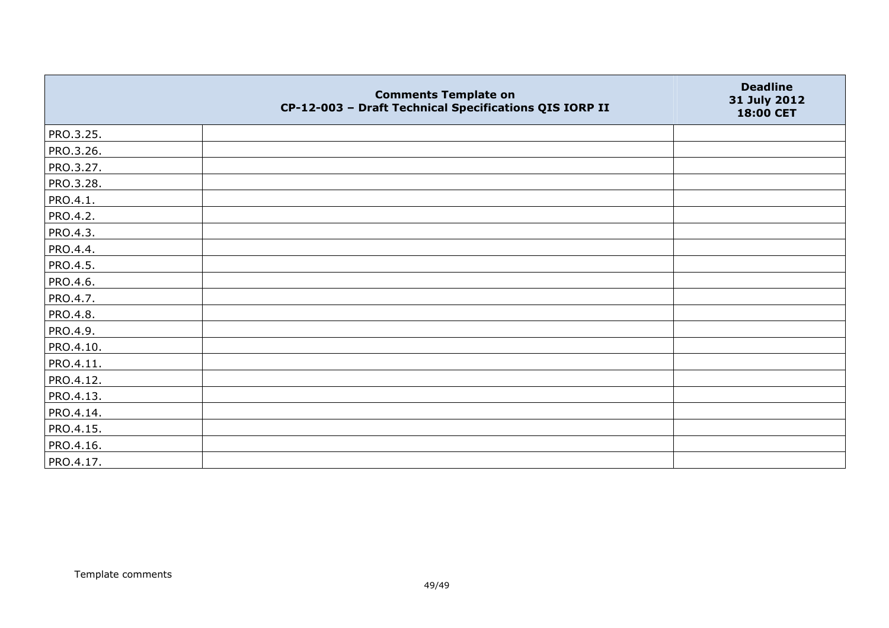| | Comments Template on CP-12-003 – Draft Technical Specifications QIS IORP II | Deadline 31 July 2012 18:00 CET |
|---|---|---|
| PRO.3.25. | | |
| PRO.3.26. | | |
| PRO.3.27. | | |
| PRO.3.28. | | |
| PRO.4.1. | | |
| PRO.4.2. | | |
| PRO.4.3. | | |
| PRO.4.4. | | |
| PRO.4.5. | | |
| PRO.4.6. | | |
| PRO.4.7. | | |
| PRO.4.8. | | |
| PRO.4.9. | | |
| PRO.4.10. | | |
| PRO.4.11. | | |
| PRO.4.12. | | |
| PRO.4.13. | | |
| PRO.4.14. | | |
| PRO.4.15. | | |
| PRO.4.16. | | |
| PRO.4.17. | | |

Template comments